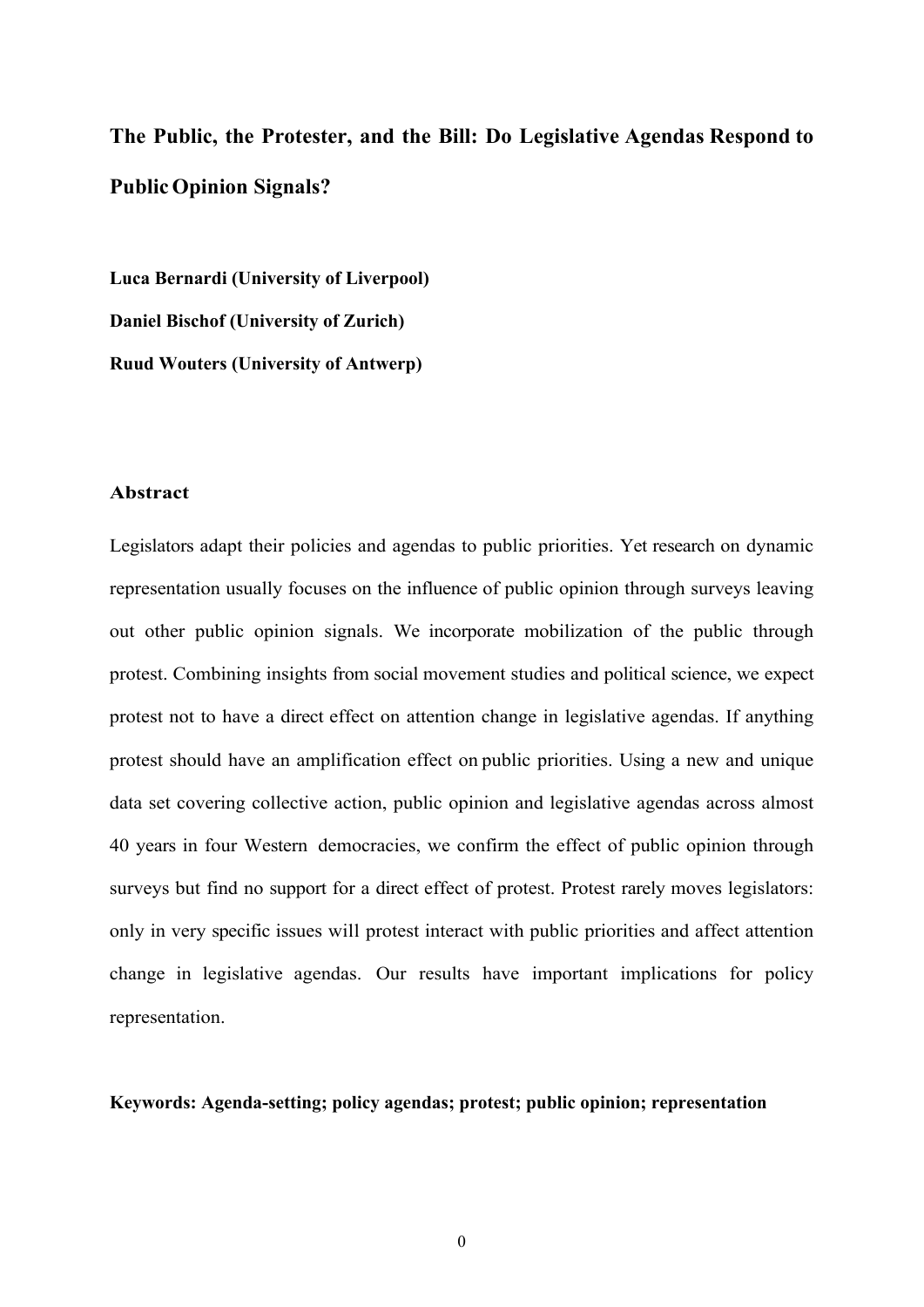# The Public, the Protester, and the Bill: Do Legislative Agendas Respond to Public Opinion Signals?

**Luca Bernardi (University of Liverpool)**

**Daniel Bischof (University of Zurich)**

**Ruud Wouters (University of Antwerp)**

## Abstract

Legislators adapt their policies and agendas to public priorities. Yet research on dynamic representation usually focuses on the influence of public opinion through surveys leaving out other public opinion signals. We incorporate mobilization of the public through protest. Combining insights from social movement studies and political science, we expect protest not to have a direct effect on attention change in legislative agendas. If anything protest should have an amplification effect on public priorities. Using a new and unique data set covering collective action, public opinion and legislative agendas across almost 40 years in four Western democracies, we confirm the effect of public opinion through surveys but find no support for a direct effect of protest. Protest rarely moves legislators: only in very specific issues will protest interact with public priorities and affect attention change in legislative agendas. Our results have important implications for policy representation.

**Keywords: Agenda-setting; policy agendas; protest; public opinion; representation**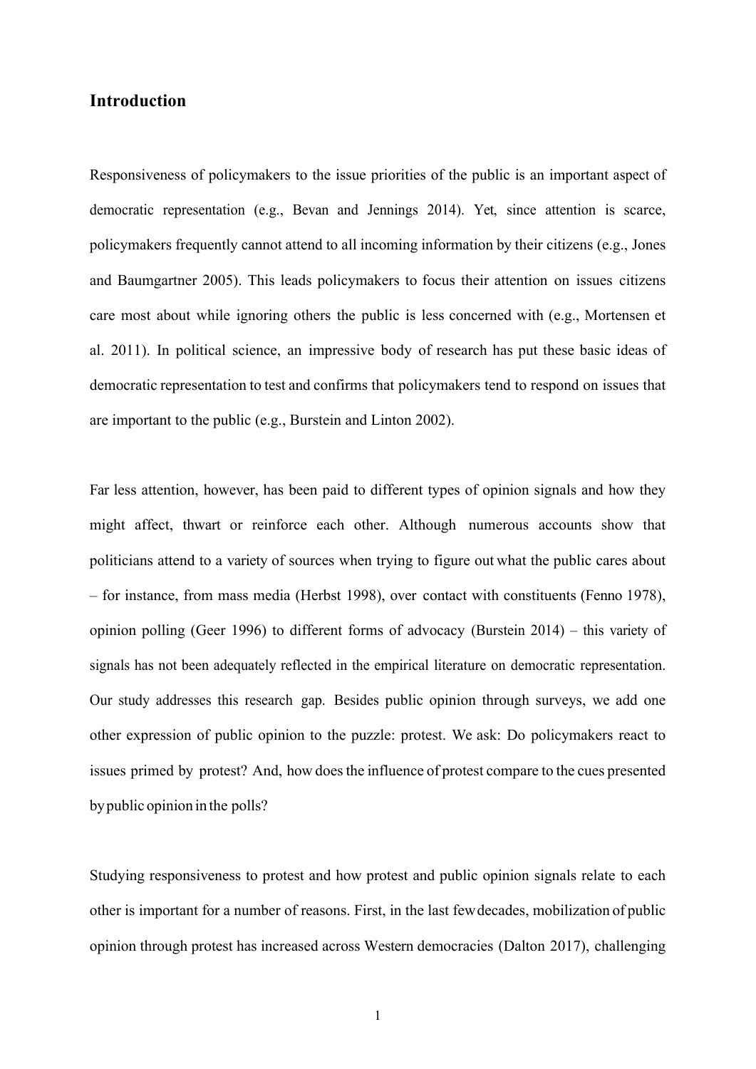## Introduction

Responsiveness of policymakers to the issue priorities of the public is an important aspect of democratic representation (e.g., Bevan and Jennings 2014). Yet, since attention is scarce, policymakers frequently cannot attend to all incoming information by their citizens (e.g., Jones and Baumgartner 2005). This leads policymakers to focus their attention on issues citizens care most about while ignoring others the public is less concerned with (e.g., Mortensen et al. 2011). In political science, an impressive body of research has put these basic ideas of democratic representation to test and confirms that policymakers tend to respond on issues that are important to the public (e.g., Burstein and Linton 2002).

Far less attention, however, has been paid to different types of opinion signals and how they might affect, thwart or reinforce each other. Although numerous accounts show that politicians attend to a variety of sources when trying to figure out what the public cares about – for instance, from mass media (Herbst 1998), over contact with constituents (Fenno 1978), opinion polling (Geer 1996) to different forms of advocacy (Burstein 2014) – this variety of signals has not been adequately reflected in the empirical literature on democratic representation. Our study addresses this research gap. Besides public opinion through surveys, we add one other expression of public opinion to the puzzle: protest. We ask: Do policymakers react to issues primed by protest? And, how does the influence of protest compare to the cues presented by public opinion in the polls?

Studying responsiveness to protest and how protest and public opinion signals relate to each other is important for a number of reasons. First, in the last few decades, mobilization of public opinion through protest has increased across Western democracies (Dalton 2017), challenging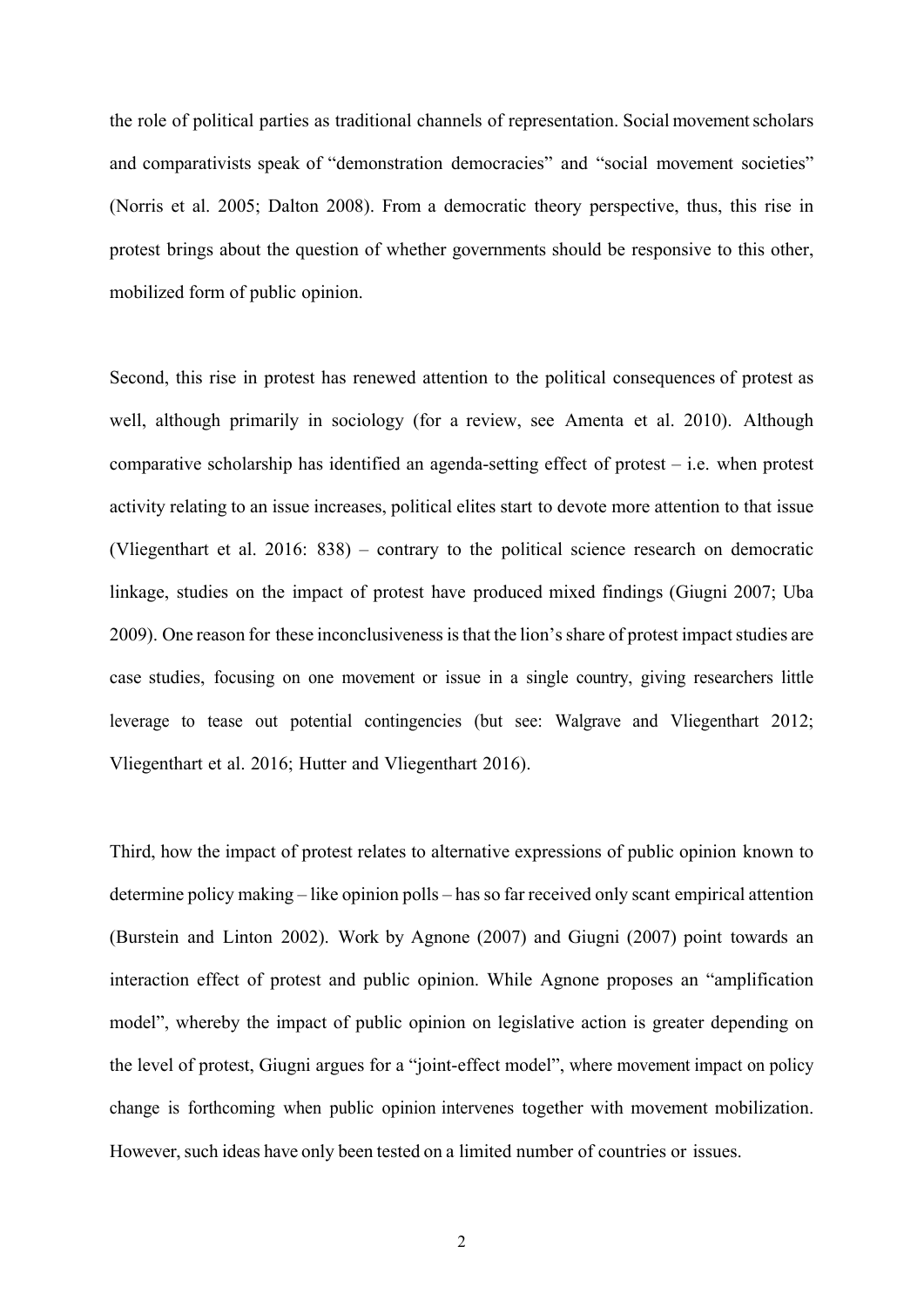the role of political parties as traditional channels of representation. Social movement scholars and comparativists speak of "demonstration democracies" and "social movement societies" (Norris et al. 2005; Dalton 2008). From a democratic theory perspective, thus, this rise in protest brings about the question of whether governments should be responsive to this other, mobilized form of public opinion.

Second, this rise in protest has renewed attention to the political consequences of protest as well, although primarily in sociology (for a review, see Amenta et al. 2010). Although comparative scholarship has identified an agenda-setting effect of protest – i.e. when protest activity relating to an issue increases, political elites start to devote more attention to that issue (Vliegenthart et al. 2016: 838) – contrary to the political science research on democratic linkage, studies on the impact of protest have produced mixed findings (Giugni 2007; Uba 2009). One reason for these inconclusiveness is that the lion's share of protest impact studies are case studies, focusing on one movement or issue in a single country, giving researchers little leverage to tease out potential contingencies (but see: Walgrave and Vliegenthart 2012; Vliegenthart et al. 2016; Hutter and Vliegenthart 2016).

Third, how the impact of protest relates to alternative expressions of public opinion known to determine policy making – like opinion polls – has so far received only scant empirical attention (Burstein and Linton 2002). Work by Agnone (2007) and Giugni (2007) point towards an interaction effect of protest and public opinion. While Agnone proposes an "amplification model", whereby the impact of public opinion on legislative action is greater depending on the level of protest, Giugni argues for a "joint-effect model", where movement impact on policy change is forthcoming when public opinion intervenes together with movement mobilization. However, such ideas have only been tested on a limited number of countries or issues.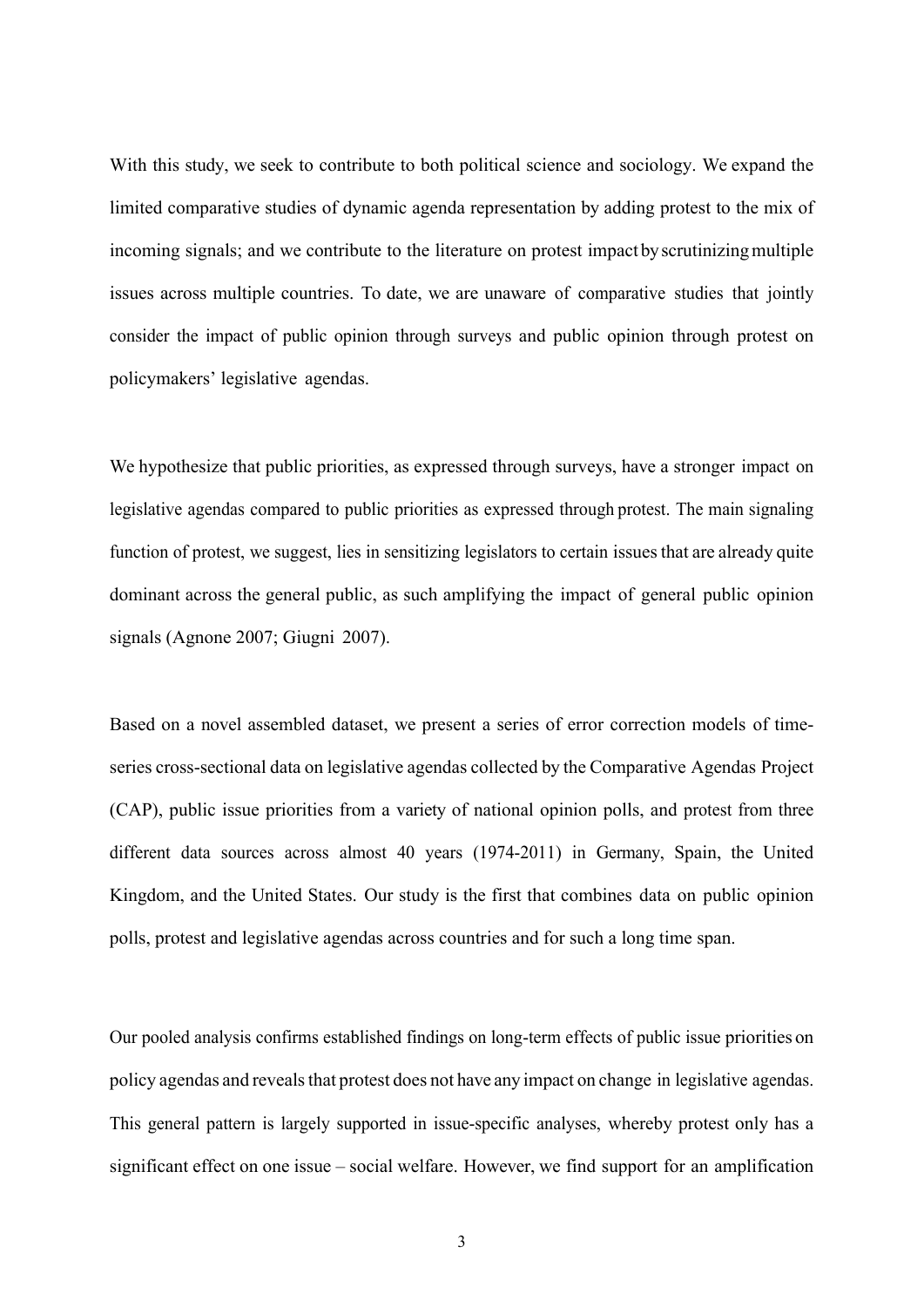With this study, we seek to contribute to both political science and sociology. We expand the limited comparative studies of dynamic agenda representation by adding protest to the mix of incoming signals; and we contribute to the literature on protest impact by scrutinizing multiple issues across multiple countries. To date, we are unaware of comparative studies that jointly consider the impact of public opinion through surveys and public opinion through protest on policymakers' legislative agendas.

We hypothesize that public priorities, as expressed through surveys, have a stronger impact on legislative agendas compared to public priorities as expressed through protest. The main signaling function of protest, we suggest, lies in sensitizing legislators to certain issues that are already quite dominant across the general public, as such amplifying the impact of general public opinion signals (Agnone 2007; Giugni 2007).

Based on a novel assembled dataset, we present a series of error correction models of time-series cross-sectional data on legislative agendas collected by the Comparative Agendas Project (CAP), public issue priorities from a variety of national opinion polls, and protest from three different data sources across almost 40 years (1974-2011) in Germany, Spain, the United Kingdom, and the United States. Our study is the first that combines data on public opinion polls, protest and legislative agendas across countries and for such a long time span.

Our pooled analysis confirms established findings on long-term effects of public issue priorities on policy agendas and reveals that protest does not have any impact on change in legislative agendas. This general pattern is largely supported in issue-specific analyses, whereby protest only has a significant effect on one issue – social welfare. However, we find support for an amplification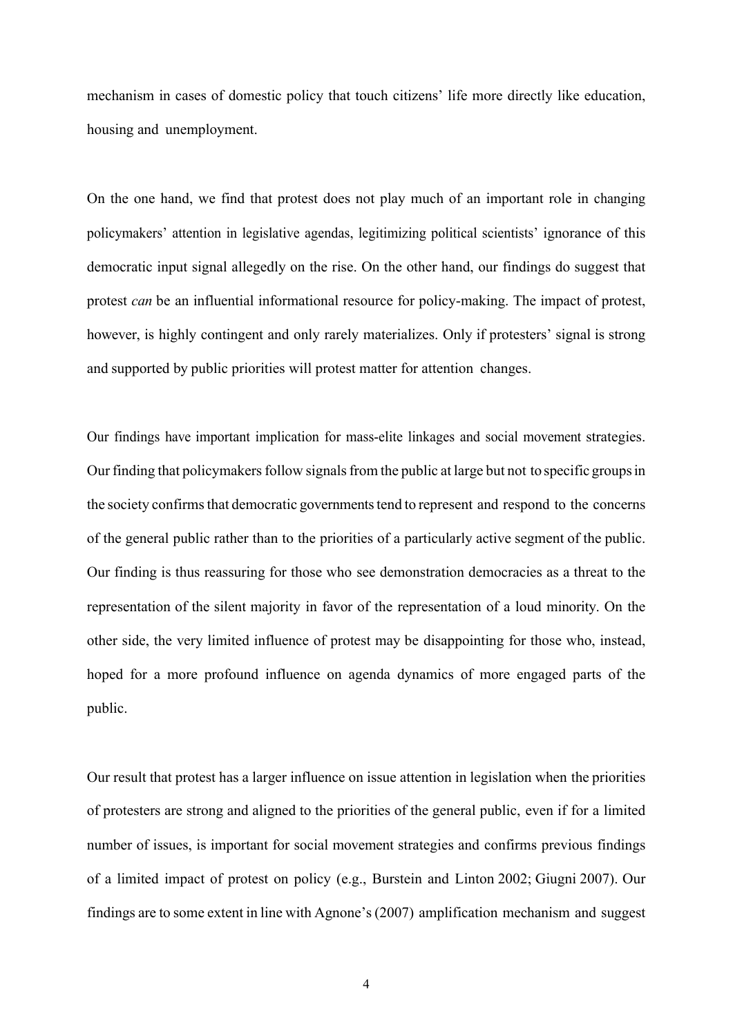mechanism in cases of domestic policy that touch citizens' life more directly like education, housing and unemployment.

On the one hand, we find that protest does not play much of an important role in changing policymakers' attention in legislative agendas, legitimizing political scientists' ignorance of this democratic input signal allegedly on the rise. On the other hand, our findings do suggest that protest *can* be an influential informational resource for policy-making. The impact of protest, however, is highly contingent and only rarely materializes. Only if protesters' signal is strong and supported by public priorities will protest matter for attention changes.

Our findings have important implication for mass-elite linkages and social movement strategies. Our finding that policymakers follow signals from the public at large but not to specific groups in the society confirms that democratic governments tend to represent and respond to the concerns of the general public rather than to the priorities of a particularly active segment of the public. Our finding is thus reassuring for those who see demonstration democracies as a threat to the representation of the silent majority in favor of the representation of a loud minority. On the other side, the very limited influence of protest may be disappointing for those who, instead, hoped for a more profound influence on agenda dynamics of more engaged parts of the public.

Our result that protest has a larger influence on issue attention in legislation when the priorities of protesters are strong and aligned to the priorities of the general public, even if for a limited number of issues, is important for social movement strategies and confirms previous findings of a limited impact of protest on policy (e.g., Burstein and Linton 2002; Giugni 2007). Our findings are to some extent in line with Agnone's (2007) amplification mechanism and suggest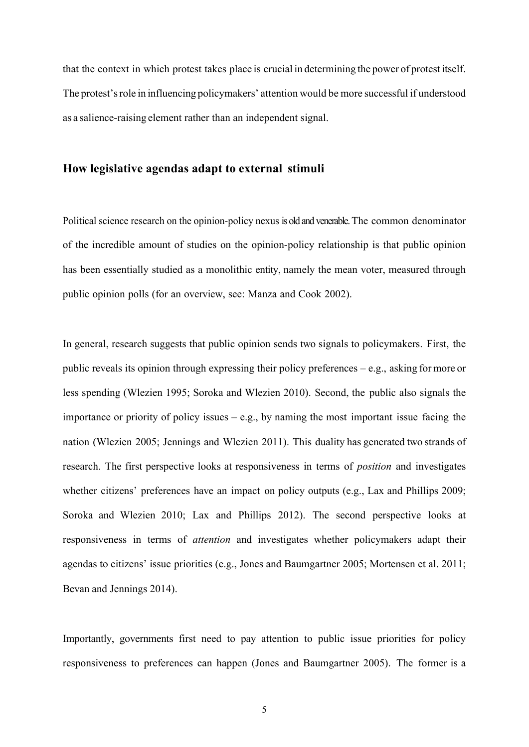that the context in which protest takes place is crucial in determining the power of protest itself. The protest's role in influencing policymakers' attention would be more successful if understood as a salience-raising element rather than an independent signal.

## How legislative agendas adapt to external stimuli

Political science research on the opinion-policy nexus is old and venerable. The common denominator of the incredible amount of studies on the opinion-policy relationship is that public opinion has been essentially studied as a monolithic entity, namely the mean voter, measured through public opinion polls (for an overview, see: Manza and Cook 2002).

In general, research suggests that public opinion sends two signals to policymakers. First, the public reveals its opinion through expressing their policy preferences – e.g., asking for more or less spending (Wlezien 1995; Soroka and Wlezien 2010). Second, the public also signals the importance or priority of policy issues – e.g., by naming the most important issue facing the nation (Wlezien 2005; Jennings and Wlezien 2011). This duality has generated two strands of research. The first perspective looks at responsiveness in terms of *position* and investigates whether citizens' preferences have an impact on policy outputs (e.g., Lax and Phillips 2009; Soroka and Wlezien 2010; Lax and Phillips 2012). The second perspective looks at responsiveness in terms of *attention* and investigates whether policymakers adapt their agendas to citizens' issue priorities (e.g., Jones and Baumgartner 2005; Mortensen et al. 2011; Bevan and Jennings 2014).

Importantly, governments first need to pay attention to public issue priorities for policy responsiveness to preferences can happen (Jones and Baumgartner 2005). The former is a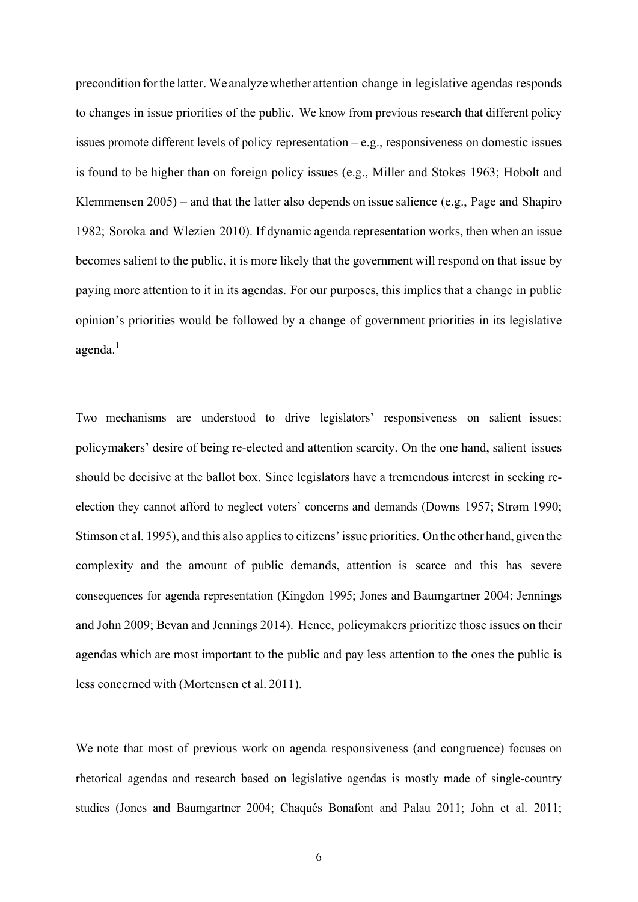precondition for the latter. We analyze whether attention change in legislative agendas responds to changes in issue priorities of the public. We know from previous research that different policy issues promote different levels of policy representation – e.g., responsiveness on domestic issues is found to be higher than on foreign policy issues (e.g., Miller and Stokes 1963; Hobolt and Klemmensen 2005) – and that the latter also depends on issue salience (e.g., Page and Shapiro 1982; Soroka and Wlezien 2010). If dynamic agenda representation works, then when an issue becomes salient to the public, it is more likely that the government will respond on that issue by paying more attention to it in its agendas. For our purposes, this implies that a change in public opinion's priorities would be followed by a change of government priorities in its legislative agenda.[1]

Two mechanisms are understood to drive legislators' responsiveness on salient issues: policymakers' desire of being re-elected and attention scarcity. On the one hand, salient issues should be decisive at the ballot box. Since legislators have a tremendous interest in seeking re-election they cannot afford to neglect voters' concerns and demands (Downs 1957; Strøm 1990; Stimson et al. 1995), and this also applies to citizens' issue priorities. On the other hand, given the complexity and the amount of public demands, attention is scarce and this has severe consequences for agenda representation (Kingdon 1995; Jones and Baumgartner 2004; Jennings and John 2009; Bevan and Jennings 2014). Hence, policymakers prioritize those issues on their agendas which are most important to the public and pay less attention to the ones the public is less concerned with (Mortensen et al. 2011).

We note that most of previous work on agenda responsiveness (and congruence) focuses on rhetorical agendas and research based on legislative agendas is mostly made of single-country studies (Jones and Baumgartner 2004; Chaqués Bonafont and Palau 2011; John et al. 2011;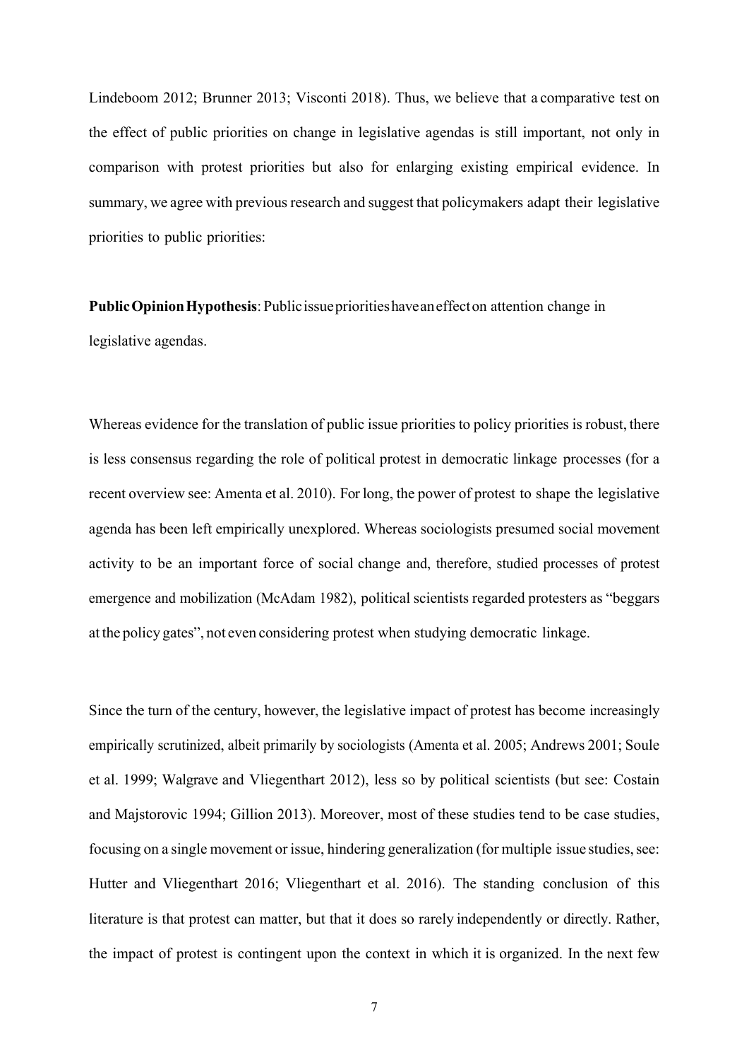Lindeboom 2012; Brunner 2013; Visconti 2018). Thus, we believe that a comparative test on the effect of public priorities on change in legislative agendas is still important, not only in comparison with protest priorities but also for enlarging existing empirical evidence. In summary, we agree with previous research and suggest that policymakers adapt their legislative priorities to public priorities:

**Public Opinion Hypothesis**: Public issue priorities have an effect on attention change in legislative agendas.

Whereas evidence for the translation of public issue priorities to policy priorities is robust, there is less consensus regarding the role of political protest in democratic linkage processes (for a recent overview see: Amenta et al. 2010). For long, the power of protest to shape the legislative agenda has been left empirically unexplored. Whereas sociologists presumed social movement activity to be an important force of social change and, therefore, studied processes of protest emergence and mobilization (McAdam 1982), political scientists regarded protesters as "beggars at the policy gates", not even considering protest when studying democratic linkage.

Since the turn of the century, however, the legislative impact of protest has become increasingly empirically scrutinized, albeit primarily by sociologists (Amenta et al. 2005; Andrews 2001; Soule et al. 1999; Walgrave and Vliegenthart 2012), less so by political scientists (but see: Costain and Majstorovic 1994; Gillion 2013). Moreover, most of these studies tend to be case studies, focusing on a single movement or issue, hindering generalization (for multiple issue studies, see: Hutter and Vliegenthart 2016; Vliegenthart et al. 2016). The standing conclusion of this literature is that protest can matter, but that it does so rarely independently or directly. Rather, the impact of protest is contingent upon the context in which it is organized. In the next few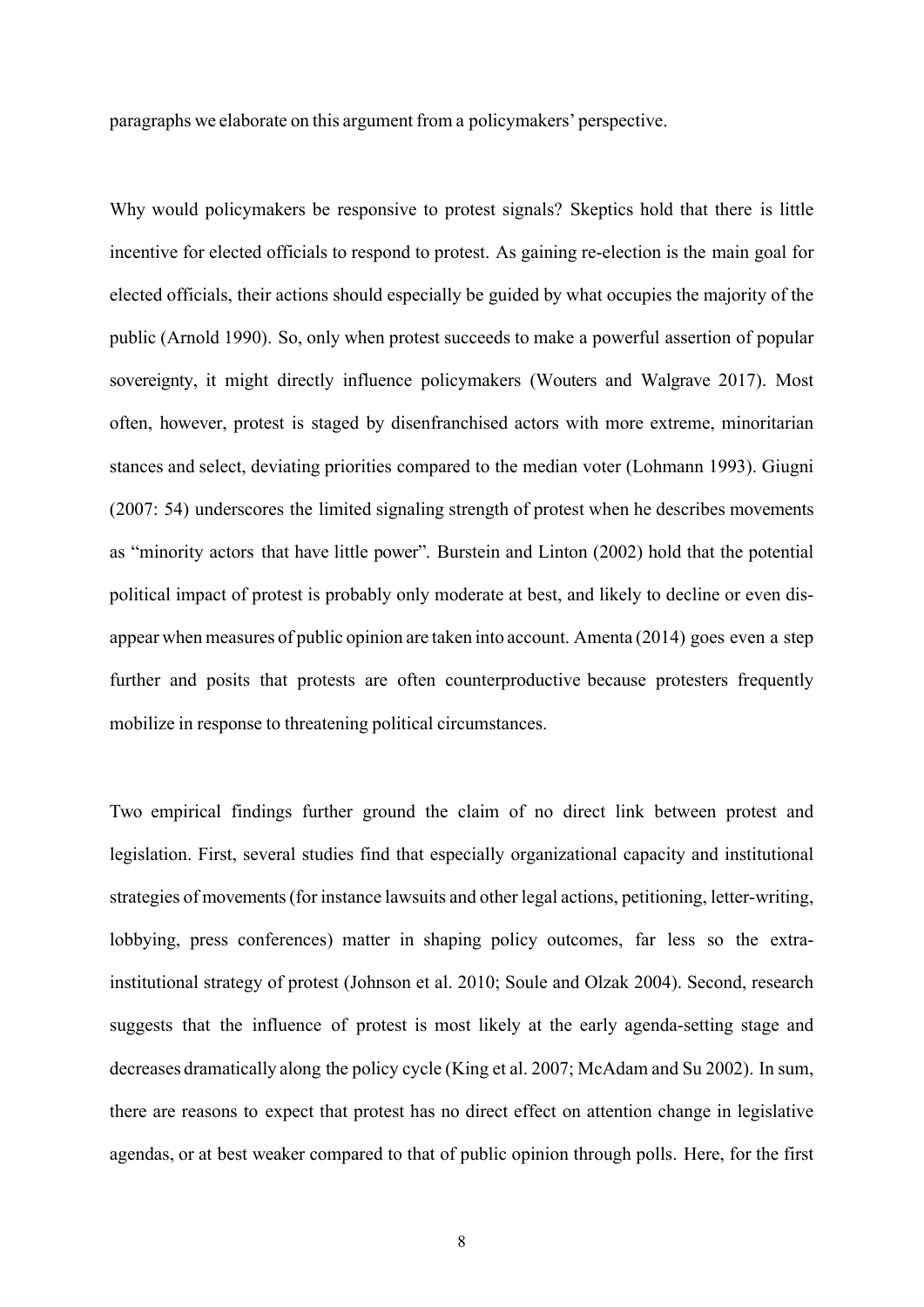paragraphs we elaborate on this argument from a policymakers' perspective.

Why would policymakers be responsive to protest signals? Skeptics hold that there is little incentive for elected officials to respond to protest. As gaining re-election is the main goal for elected officials, their actions should especially be guided by what occupies the majority of the public (Arnold 1990). So, only when protest succeeds to make a powerful assertion of popular sovereignty, it might directly influence policymakers (Wouters and Walgrave 2017). Most often, however, protest is staged by disenfranchised actors with more extreme, minoritarian stances and select, deviating priorities compared to the median voter (Lohmann 1993). Giugni (2007: 54) underscores the limited signaling strength of protest when he describes movements as "minority actors that have little power". Burstein and Linton (2002) hold that the potential political impact of protest is probably only moderate at best, and likely to decline or even disappear when measures of public opinion are taken into account. Amenta (2014) goes even a step further and posits that protests are often counterproductive because protesters frequently mobilize in response to threatening political circumstances.

Two empirical findings further ground the claim of no direct link between protest and legislation. First, several studies find that especially organizational capacity and institutional strategies of movements (for instance lawsuits and other legal actions, petitioning, letter-writing, lobbying, press conferences) matter in shaping policy outcomes, far less so the extra-institutional strategy of protest (Johnson et al. 2010; Soule and Olzak 2004). Second, research suggests that the influence of protest is most likely at the early agenda-setting stage and decreases dramatically along the policy cycle (King et al. 2007; McAdam and Su 2002). In sum, there are reasons to expect that protest has no direct effect on attention change in legislative agendas, or at best weaker compared to that of public opinion through polls. Here, for the first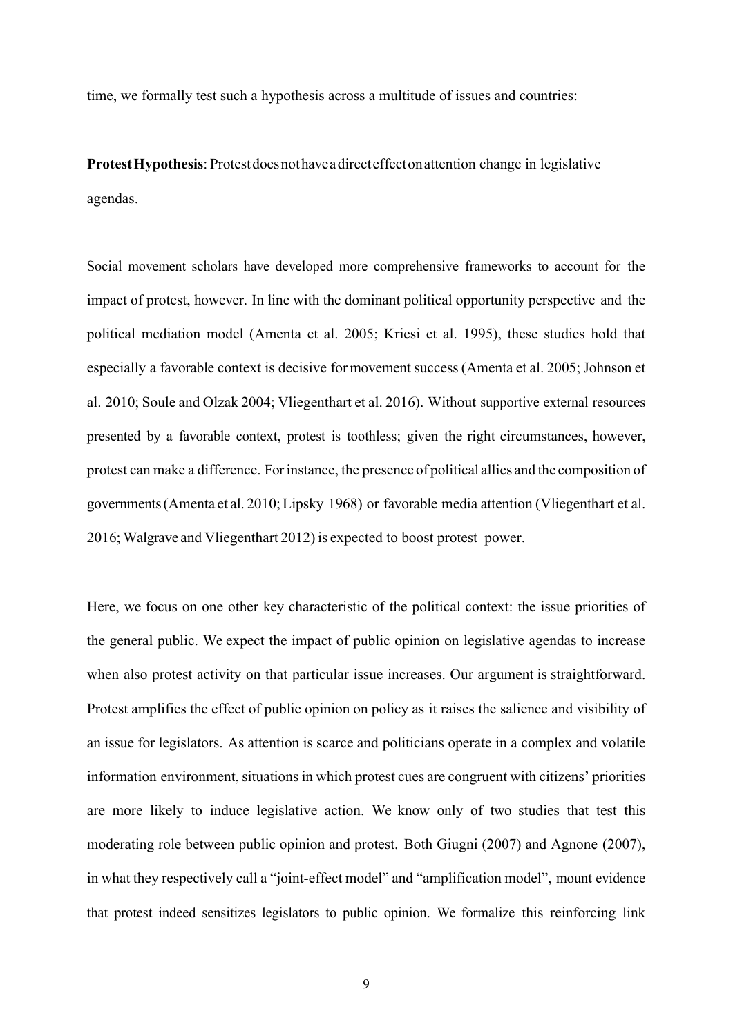time, we formally test such a hypothesis across a multitude of issues and countries:

**Protest Hypothesis**: Protest does not have a direct effect on attention change in legislative agendas.

Social movement scholars have developed more comprehensive frameworks to account for the impact of protest, however. In line with the dominant political opportunity perspective and the political mediation model (Amenta et al. 2005; Kriesi et al. 1995), these studies hold that especially a favorable context is decisive for movement success (Amenta et al. 2005; Johnson et al. 2010; Soule and Olzak 2004; Vliegenthart et al. 2016). Without supportive external resources presented by a favorable context, protest is toothless; given the right circumstances, however, protest can make a difference. For instance, the presence of political allies and the composition of governments (Amenta et al. 2010; Lipsky 1968) or favorable media attention (Vliegenthart et al. 2016; Walgrave and Vliegenthart 2012) is expected to boost protest power.

Here, we focus on one other key characteristic of the political context: the issue priorities of the general public. We expect the impact of public opinion on legislative agendas to increase when also protest activity on that particular issue increases. Our argument is straightforward. Protest amplifies the effect of public opinion on policy as it raises the salience and visibility of an issue for legislators. As attention is scarce and politicians operate in a complex and volatile information environment, situations in which protest cues are congruent with citizens' priorities are more likely to induce legislative action. We know only of two studies that test this moderating role between public opinion and protest. Both Giugni (2007) and Agnone (2007), in what they respectively call a "joint-effect model" and "amplification model", mount evidence that protest indeed sensitizes legislators to public opinion. We formalize this reinforcing link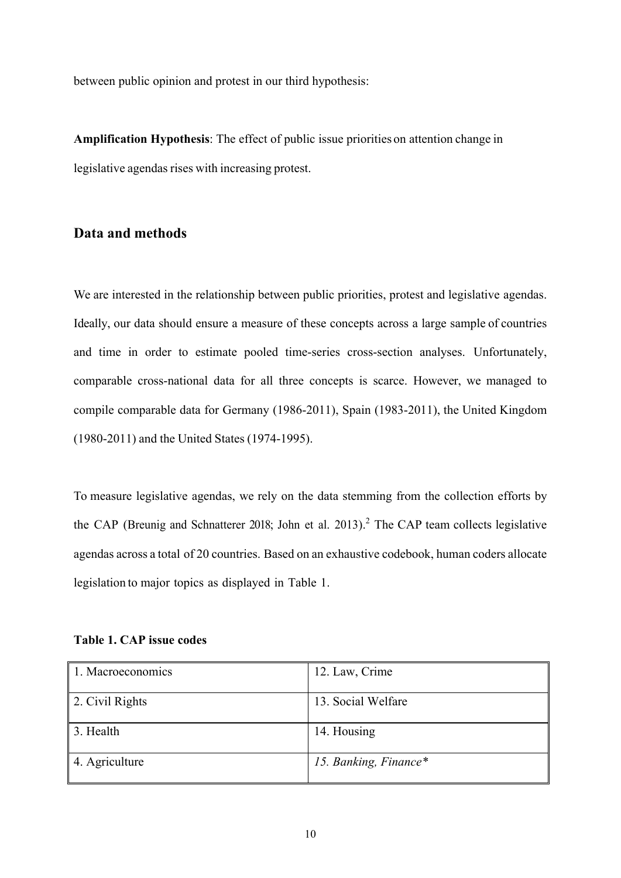between public opinion and protest in our third hypothesis:

**Amplification Hypothesis**: The effect of public issue priorities on attention change in legislative agendas rises with increasing protest.

## Data and methods

We are interested in the relationship between public priorities, protest and legislative agendas. Ideally, our data should ensure a measure of these concepts across a large sample of countries and time in order to estimate pooled time-series cross-section analyses. Unfortunately, comparable cross-national data for all three concepts is scarce. However, we managed to compile comparable data for Germany (1986-2011), Spain (1983-2011), the United Kingdom (1980-2011) and the United States (1974-1995).

To measure legislative agendas, we rely on the data stemming from the collection efforts by the CAP (Breunig and Schnatterer 2018; John et al. 2013).[2] The CAP team collects legislative agendas across a total of 20 countries. Based on an exhaustive codebook, human coders allocate legislation to major topics as displayed in Table 1.

**Table 1. CAP issue codes**

| | |
|---|---|
| 1. Macroeconomics | 12. Law, Crime |
| 2. Civil Rights | 13. Social Welfare |
| 3. Health | 14. Housing |
| 4. Agriculture | *15. Banking, Finance\** |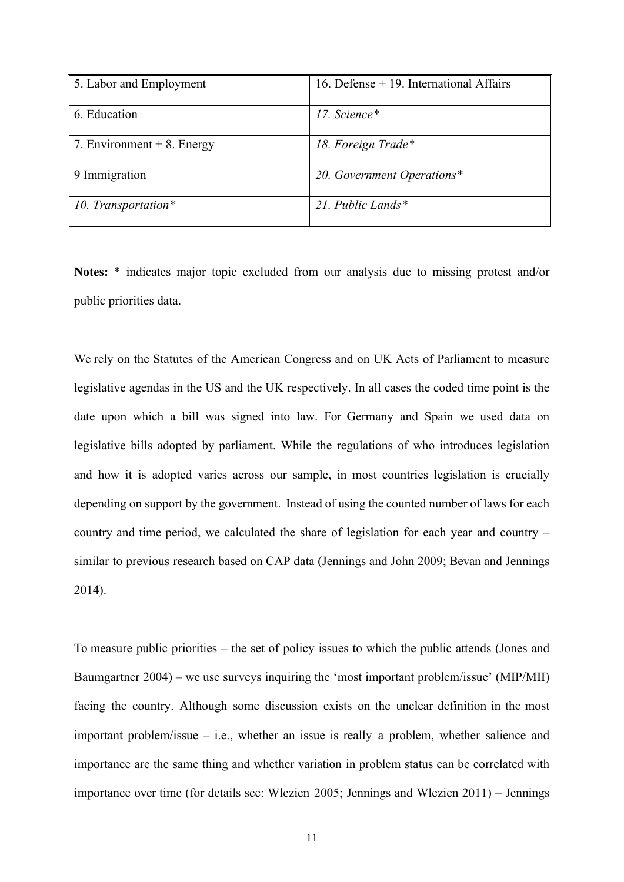| 5. Labor and Employment | 16. Defense + 19. International Affairs |
|---|---|
| 6. Education | *17. Science** |
| 7. Environment + 8. Energy | *18. Foreign Trade** |
| 9 Immigration | *20. Government Operations** |
| *10. Transportation** | *21. Public Lands** |

**Notes:** * indicates major topic excluded from our analysis due to missing protest and/or public priorities data.

We rely on the Statutes of the American Congress and on UK Acts of Parliament to measure legislative agendas in the US and the UK respectively. In all cases the coded time point is the date upon which a bill was signed into law. For Germany and Spain we used data on legislative bills adopted by parliament. While the regulations of who introduces legislation and how it is adopted varies across our sample, in most countries legislation is crucially depending on support by the government. Instead of using the counted number of laws for each country and time period, we calculated the share of legislation for each year and country – similar to previous research based on CAP data (Jennings and John 2009; Bevan and Jennings 2014).

To measure public priorities – the set of policy issues to which the public attends (Jones and Baumgartner 2004) – we use surveys inquiring the 'most important problem/issue' (MIP/MII) facing the country. Although some discussion exists on the unclear definition in the most important problem/issue – i.e., whether an issue is really a problem, whether salience and importance are the same thing and whether variation in problem status can be correlated with importance over time (for details see: Wlezien 2005; Jennings and Wlezien 2011) – Jennings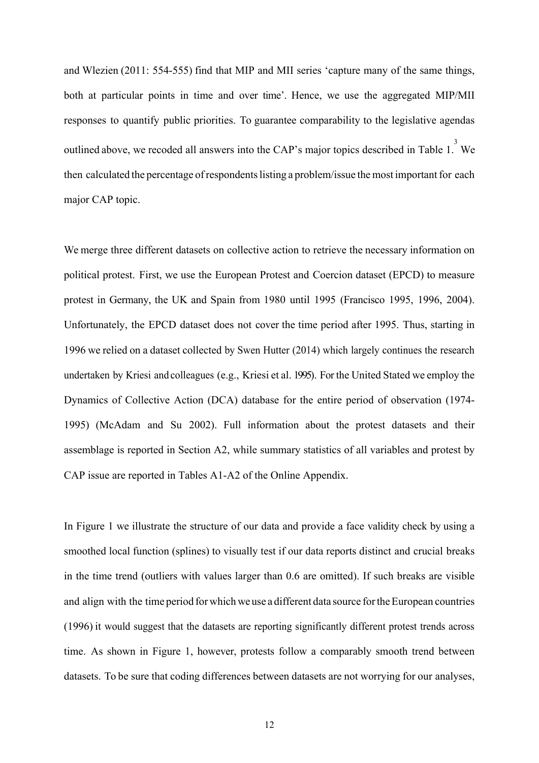and Wlezien (2011: 554-555) find that MIP and MII series 'capture many of the same things, both at particular points in time and over time'. Hence, we use the aggregated MIP/MII responses to quantify public priorities. To guarantee comparability to the legislative agendas outlined above, we recoded all answers into the CAP's major topics described in Table 1.[3] We then calculated the percentage of respondents listing a problem/issue the most important for each major CAP topic.

We merge three different datasets on collective action to retrieve the necessary information on political protest. First, we use the European Protest and Coercion dataset (EPCD) to measure protest in Germany, the UK and Spain from 1980 until 1995 (Francisco 1995, 1996, 2004). Unfortunately, the EPCD dataset does not cover the time period after 1995. Thus, starting in 1996 we relied on a dataset collected by Swen Hutter (2014) which largely continues the research undertaken by Kriesi and colleagues (e.g., Kriesi et al. 1995). For the United Stated we employ the Dynamics of Collective Action (DCA) database for the entire period of observation (1974-1995) (McAdam and Su 2002). Full information about the protest datasets and their assemblage is reported in Section A2, while summary statistics of all variables and protest by CAP issue are reported in Tables A1-A2 of the Online Appendix.

In Figure 1 we illustrate the structure of our data and provide a face validity check by using a smoothed local function (splines) to visually test if our data reports distinct and crucial breaks in the time trend (outliers with values larger than 0.6 are omitted). If such breaks are visible and align with the time period for which we use a different data source for the European countries (1996) it would suggest that the datasets are reporting significantly different protest trends across time. As shown in Figure 1, however, protests follow a comparably smooth trend between datasets. To be sure that coding differences between datasets are not worrying for our analyses,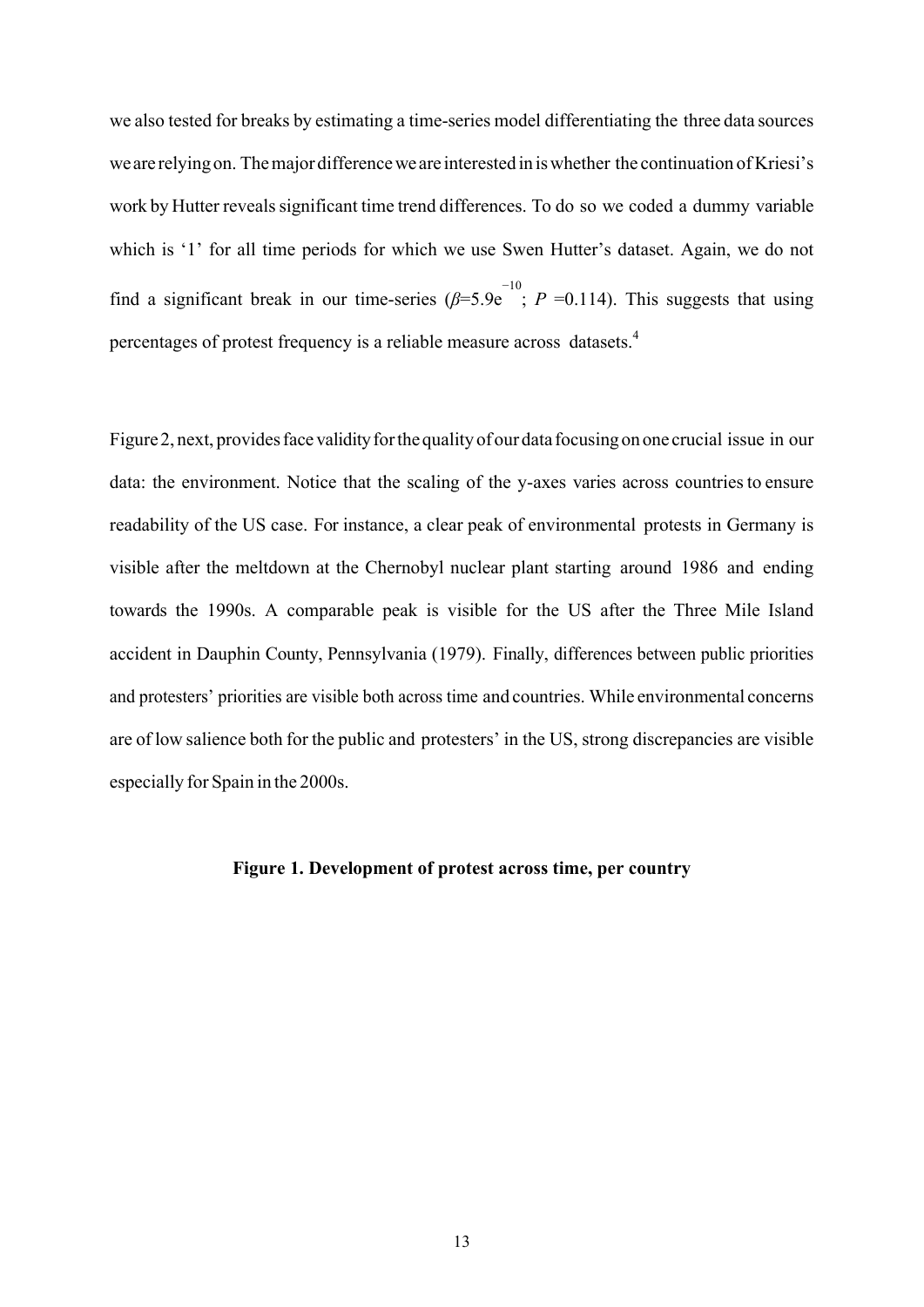we also tested for breaks by estimating a time-series model differentiating the three data sources we are relying on. The major difference we are interested in is whether the continuation of Kriesi's work by Hutter reveals significant time trend differences. To do so we coded a dummy variable which is '1' for all time periods for which we use Swen Hutter's dataset. Again, we do not find a significant break in our time-series ($\beta$=5.9e$^{-10}$; $P$ =0.114). This suggests that using percentages of protest frequency is a reliable measure across datasets.[4]

Figure 2, next, provides face validity for the quality of our data focusing on one crucial issue in our data: the environment. Notice that the scaling of the y-axes varies across countries to ensure readability of the US case. For instance, a clear peak of environmental protests in Germany is visible after the meltdown at the Chernobyl nuclear plant starting around 1986 and ending towards the 1990s. A comparable peak is visible for the US after the Three Mile Island accident in Dauphin County, Pennsylvania (1979). Finally, differences between public priorities and protesters' priorities are visible both across time and countries. While environmental concerns are of low salience both for the public and protesters' in the US, strong discrepancies are visible especially for Spain in the 2000s.

**Figure 1. Development of protest across time, per country**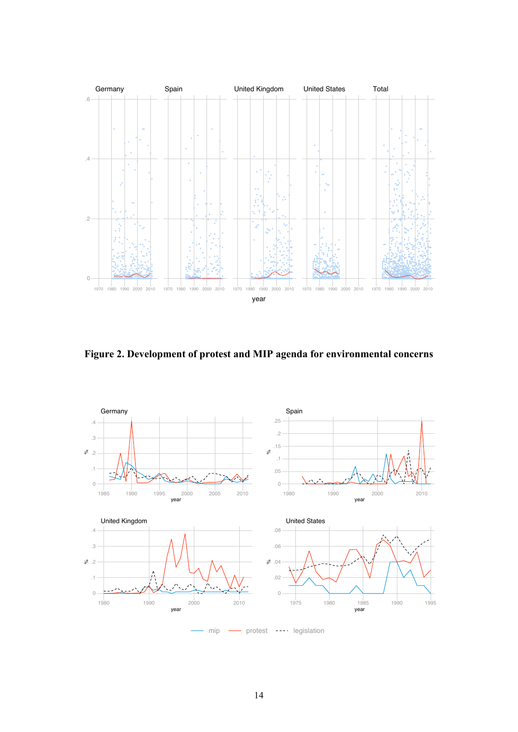**Figure 2. Development of protest and MIP agenda for environmental concerns**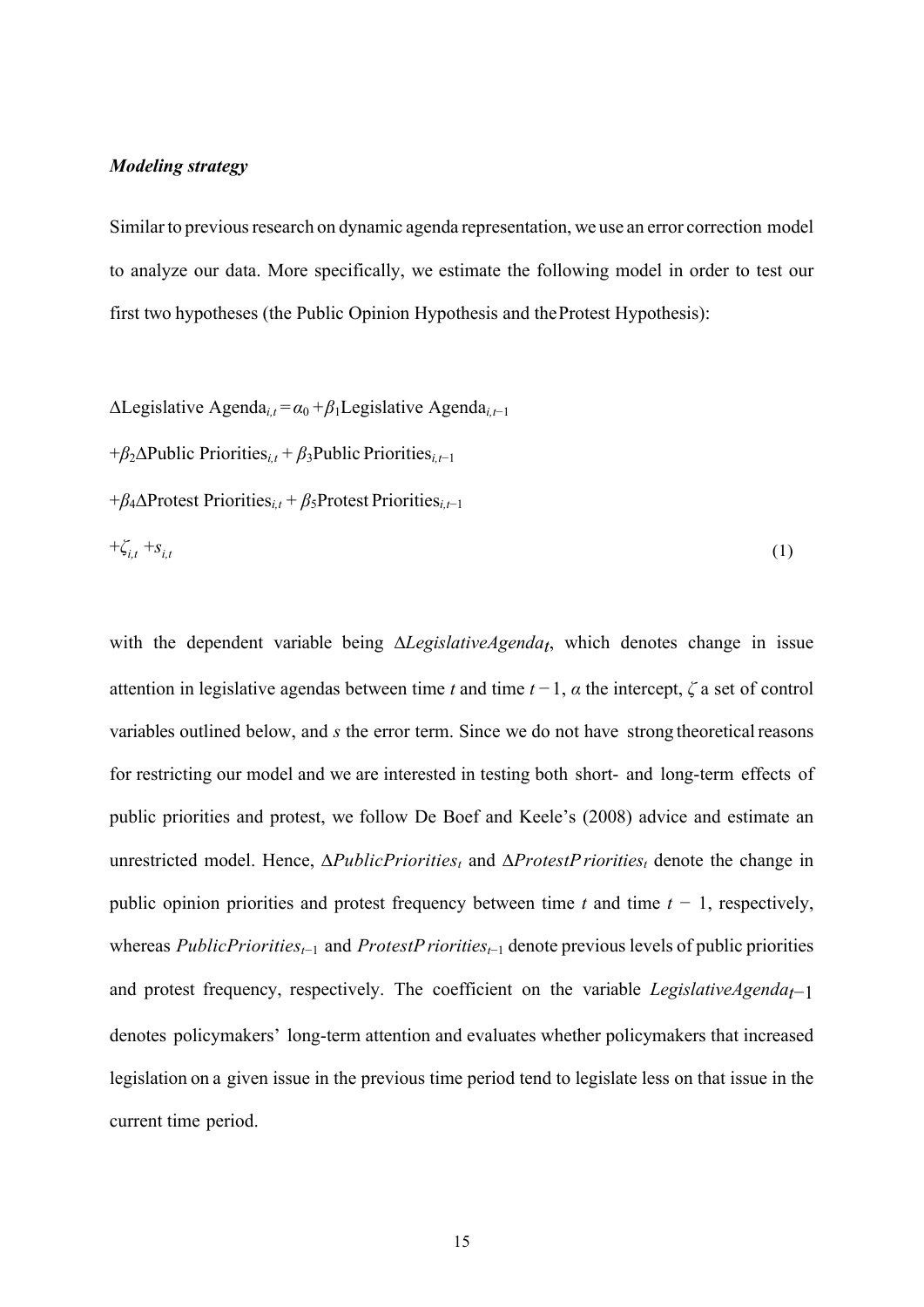***Modeling strategy***

Similar to previous research on dynamic agenda representation, we use an error correction model to analyze our data. More specifically, we estimate the following model in order to test our first two hypotheses (the Public Opinion Hypothesis and the Protest Hypothesis):

$$
\begin{aligned}
\Delta \text{Legislative Agenda}_{i,t} &= \alpha_0 + \beta_1 \text{Legislative Agenda}_{i,t-1} \\
&+ \beta_2 \Delta \text{Public Priorities}_{i,t} + \beta_3 \text{Public Priorities}_{i,t-1} \\
&+ \beta_4 \Delta \text{Protest Priorities}_{i,t} + \beta_5 \text{Protest Priorities}_{i,t-1} \\
&+ \zeta_{i,t} + s_{i,t} \qquad (1)
\end{aligned}
$$

with the dependent variable being $\Delta LegislativeAgenda_t$, which denotes change in issue attention in legislative agendas between time $t$ and time $t-1$, $\alpha$ the intercept, $\zeta$ a set of control variables outlined below, and $s$ the error term. Since we do not have strong theoretical reasons for restricting our model and we are interested in testing both short- and long-term effects of public priorities and protest, we follow De Boef and Keele's (2008) advice and estimate an unrestricted model. Hence, $\Delta PublicPriorities_t$ and $\Delta ProtestPriorities_t$ denote the change in public opinion priorities and protest frequency between time $t$ and time $t-1$, respectively, whereas $PublicPriorities_{t-1}$ and $ProtestPriorities_{t-1}$ denote previous levels of public priorities and protest frequency, respectively. The coefficient on the variable $LegislativeAgenda_{t-1}$ denotes policymakers' long-term attention and evaluates whether policymakers that increased legislation on a given issue in the previous time period tend to legislate less on that issue in the current time period.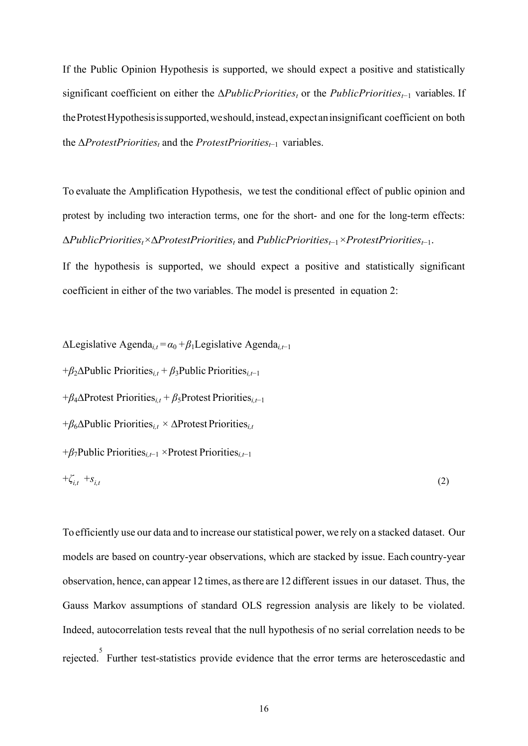If the Public Opinion Hypothesis is supported, we should expect a positive and statistically significant coefficient on either the $\Delta PublicPriorities_t$ or the $PublicPriorities_{t-1}$ variables. If the Protest Hypothesis is supported, we should, instead, expect an insignificant coefficient on both the $\Delta ProtestPriorities_t$ and the $ProtestPriorities_{t-1}$ variables.

To evaluate the Amplification Hypothesis, we test the conditional effect of public opinion and protest by including two interaction terms, one for the short- and one for the long-term effects: $\Delta PublicPriorities_t \times \Delta ProtestPriorities_t$ and $PublicPriorities_{t-1} \times ProtestPriorities_{t-1}$.

If the hypothesis is supported, we should expect a positive and statistically significant coefficient in either of the two variables. The model is presented in equation 2:

$$
\begin{aligned}
&\Delta \text{Legislative Agenda}_{i,t} = \alpha_0 + \beta_1 \text{Legislative Agenda}_{i,t-1} \\
&+ \beta_2 \Delta \text{Public Priorities}_{i,t} + \beta_3 \text{Public Priorities}_{i,t-1} \\
&+ \beta_4 \Delta \text{Protest Priorities}_{i,t} + \beta_5 \text{Protest Priorities}_{i,t-1} \\
&+ \beta_6 \Delta \text{Public Priorities}_{i,t} \times \Delta \text{Protest Priorities}_{i,t} \\
&+ \beta_7 \text{Public Priorities}_{i,t-1} \times \text{Protest Priorities}_{i,t-1} \\
&+ \zeta_{i,t} + s_{i,t} \qquad (2)
\end{aligned}
$$

To efficiently use our data and to increase our statistical power, we rely on a stacked dataset. Our models are based on country-year observations, which are stacked by issue. Each country-year observation, hence, can appear 12 times, as there are 12 different issues in our dataset. Thus, the Gauss Markov assumptions of standard OLS regression analysis are likely to be violated. Indeed, autocorrelation tests reveal that the null hypothesis of no serial correlation needs to be rejected.[5] Further test-statistics provide evidence that the error terms are heteroscedastic and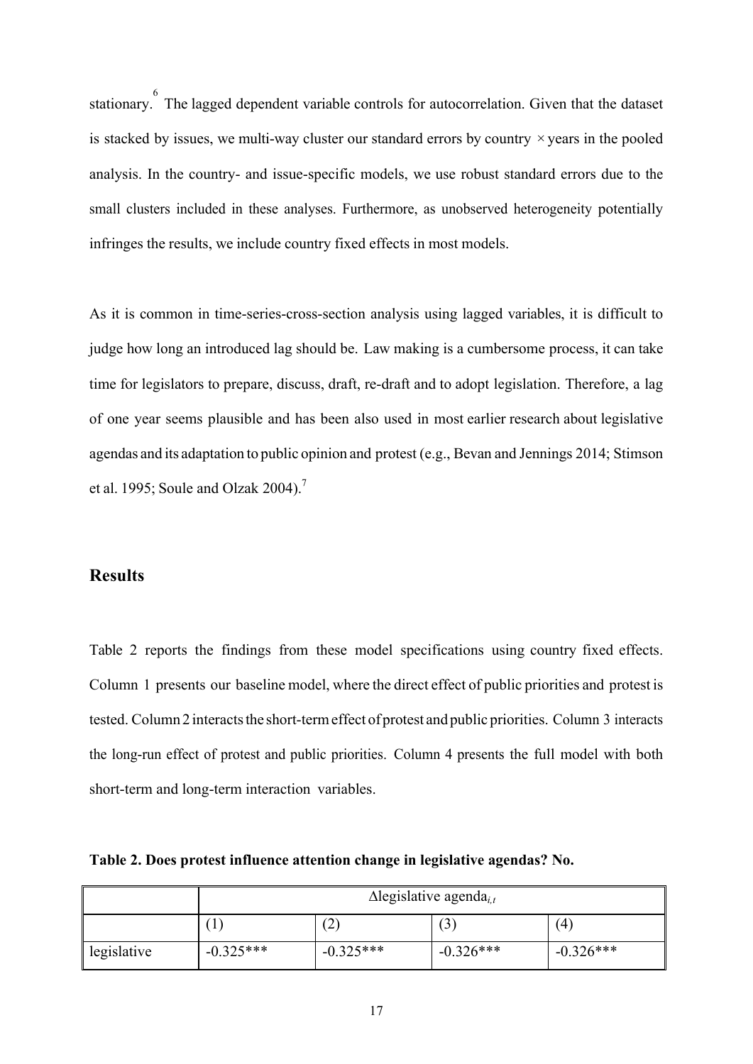stationary.[6] The lagged dependent variable controls for autocorrelation. Given that the dataset is stacked by issues, we multi-way cluster our standard errors by country × years in the pooled analysis. In the country- and issue-specific models, we use robust standard errors due to the small clusters included in these analyses. Furthermore, as unobserved heterogeneity potentially infringes the results, we include country fixed effects in most models.

As it is common in time-series-cross-section analysis using lagged variables, it is difficult to judge how long an introduced lag should be. Law making is a cumbersome process, it can take time for legislators to prepare, discuss, draft, re-draft and to adopt legislation. Therefore, a lag of one year seems plausible and has been also used in most earlier research about legislative agendas and its adaptation to public opinion and protest (e.g., Bevan and Jennings 2014; Stimson et al. 1995; Soule and Olzak 2004).[7]

## Results

Table 2 reports the findings from these model specifications using country fixed effects. Column 1 presents our baseline model, where the direct effect of public priorities and protest is tested. Column 2 interacts the short-term effect of protest and public priorities. Column 3 interacts the long-run effect of protest and public priorities. Column 4 presents the full model with both short-term and long-term interaction variables.

**Table 2. Does protest influence attention change in legislative agendas? No.**

| | $\Delta$legislative agenda$_{i,t}$ | | | |
|---|---|---|---|---|
| | (1) | (2) | (3) | (4) |
| legislative | -0.325*** | -0.325*** | -0.326*** | -0.326*** |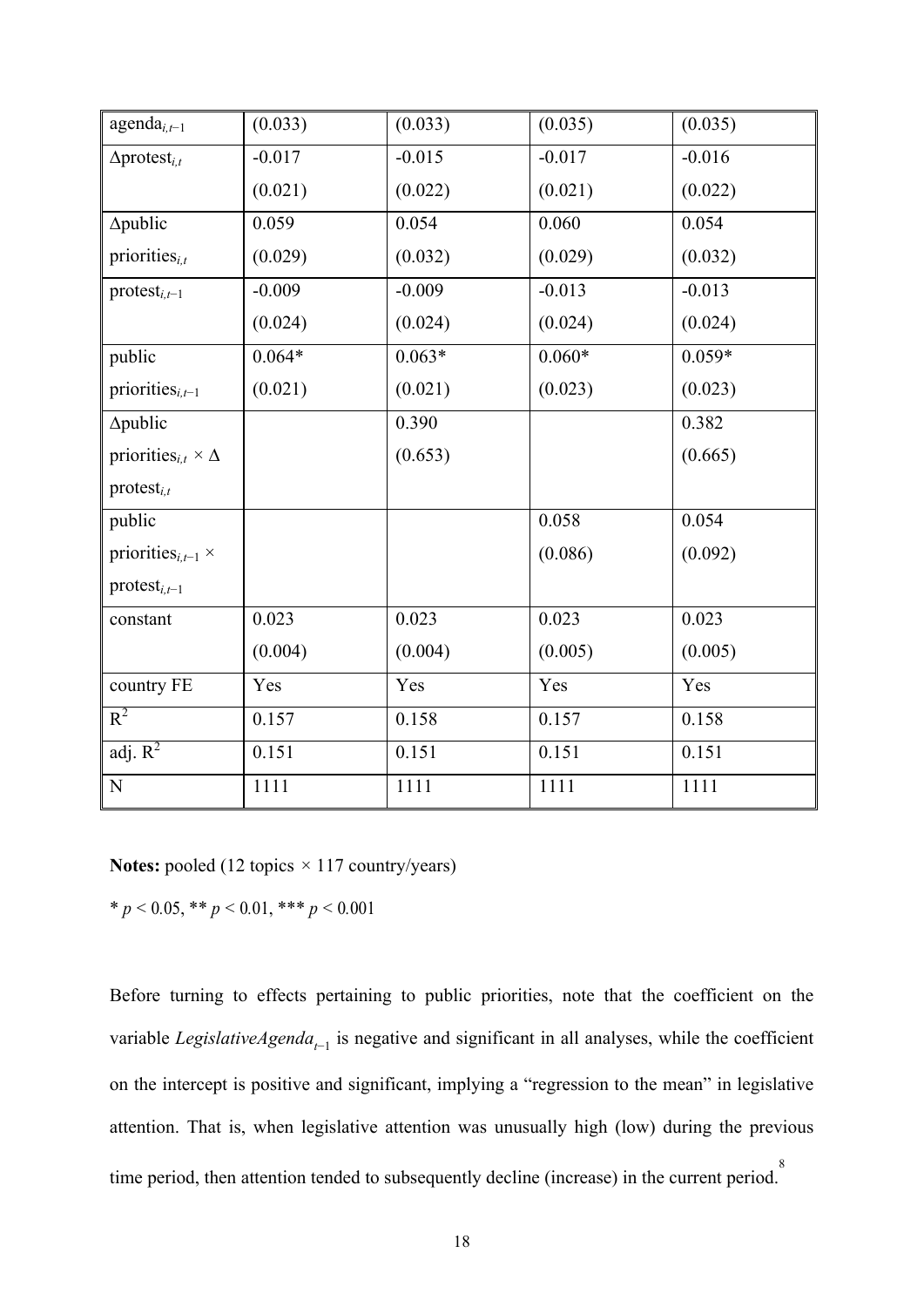| agenda$_{i,t-1}$ | (0.033) | (0.033) | (0.035) | (0.035) |
|---|---|---|---|---|
| $\Delta$protest$_{i,t}$ | -0.017<br>(0.021) | -0.015<br>(0.022) | -0.017<br>(0.021) | -0.016<br>(0.022) |
| $\Delta$public priorities$_{i,t}$ | 0.059<br>(0.029) | 0.054<br>(0.032) | 0.060<br>(0.029) | 0.054<br>(0.032) |
| protest$_{i,t-1}$ | -0.009<br>(0.024) | -0.009<br>(0.024) | -0.013<br>(0.024) | -0.013<br>(0.024) |
| public priorities$_{i,t-1}$ | 0.064*<br>(0.021) | 0.063*<br>(0.021) | 0.060*<br>(0.023) | 0.059*<br>(0.023) |
| $\Delta$public priorities$_{i,t}$ × $\Delta$ protest$_{i,t}$ | | 0.390<br>(0.653) | | 0.382<br>(0.665) |
| public priorities$_{i,t-1}$ × protest$_{i,t-1}$ | | | 0.058<br>(0.086) | 0.054<br>(0.092) |
| constant | 0.023<br>(0.004) | 0.023<br>(0.004) | 0.023<br>(0.005) | 0.023<br>(0.005) |
| country FE | Yes | Yes | Yes | Yes |
| $R^2$ | 0.157 | 0.158 | 0.157 | 0.158 |
| adj. $R^2$ | 0.151 | 0.151 | 0.151 | 0.151 |
| N | 1111 | 1111 | 1111 | 1111 |

**Notes:** pooled (12 topics × 117 country/years)

* $p < 0.05$, ** $p < 0.01$, *** $p < 0.001$

Before turning to effects pertaining to public priorities, note that the coefficient on the variable $LegislativeAgenda_{t-1}$ is negative and significant in all analyses, while the coefficient on the intercept is positive and significant, implying a "regression to the mean" in legislative attention. That is, when legislative attention was unusually high (low) during the previous time period, then attention tended to subsequently decline (increase) in the current period.[8]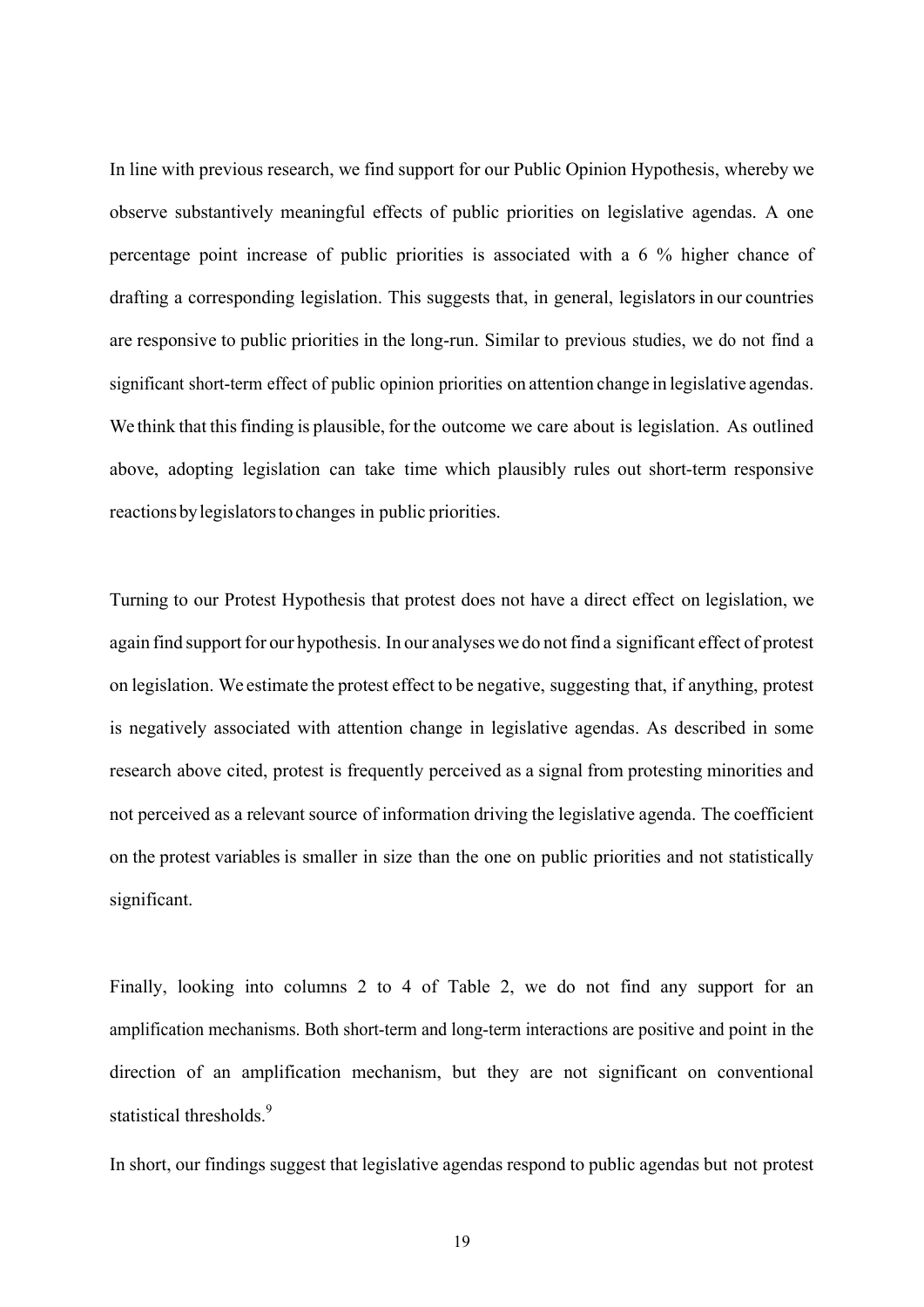In line with previous research, we find support for our Public Opinion Hypothesis, whereby we observe substantively meaningful effects of public priorities on legislative agendas. A one percentage point increase of public priorities is associated with a 6 % higher chance of drafting a corresponding legislation. This suggests that, in general, legislators in our countries are responsive to public priorities in the long-run. Similar to previous studies, we do not find a significant short-term effect of public opinion priorities on attention change in legislative agendas. We think that this finding is plausible, for the outcome we care about is legislation. As outlined above, adopting legislation can take time which plausibly rules out short-term responsive reactions by legislators to changes in public priorities.

Turning to our Protest Hypothesis that protest does not have a direct effect on legislation, we again find support for our hypothesis. In our analyses we do not find a significant effect of protest on legislation. We estimate the protest effect to be negative, suggesting that, if anything, protest is negatively associated with attention change in legislative agendas. As described in some research above cited, protest is frequently perceived as a signal from protesting minorities and not perceived as a relevant source of information driving the legislative agenda. The coefficient on the protest variables is smaller in size than the one on public priorities and not statistically significant.

Finally, looking into columns 2 to 4 of Table 2, we do not find any support for an amplification mechanisms. Both short-term and long-term interactions are positive and point in the direction of an amplification mechanism, but they are not significant on conventional statistical thresholds.[9]

In short, our findings suggest that legislative agendas respond to public agendas but not protest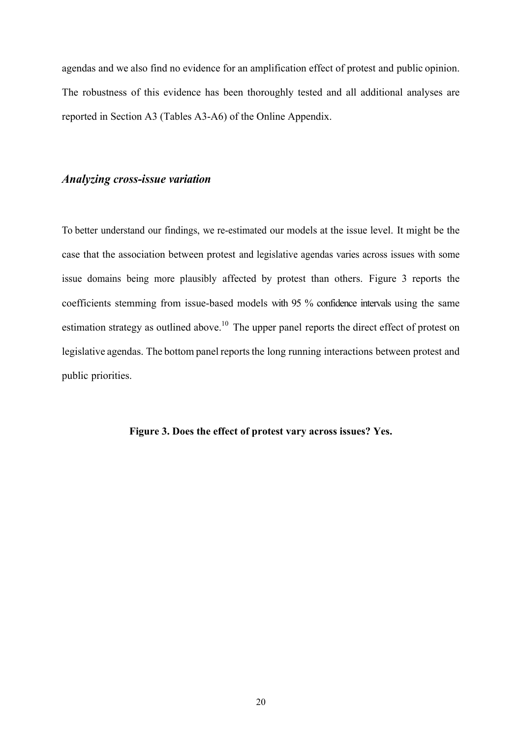agendas and we also find no evidence for an amplification effect of protest and public opinion. The robustness of this evidence has been thoroughly tested and all additional analyses are reported in Section A3 (Tables A3-A6) of the Online Appendix.

### *Analyzing cross-issue variation*

To better understand our findings, we re-estimated our models at the issue level. It might be the case that the association between protest and legislative agendas varies across issues with some issue domains being more plausibly affected by protest than others. Figure 3 reports the coefficients stemming from issue-based models with 95 % confidence intervals using the same estimation strategy as outlined above.[10] The upper panel reports the direct effect of protest on legislative agendas. The bottom panel reports the long running interactions between protest and public priorities.

**Figure 3. Does the effect of protest vary across issues? Yes.**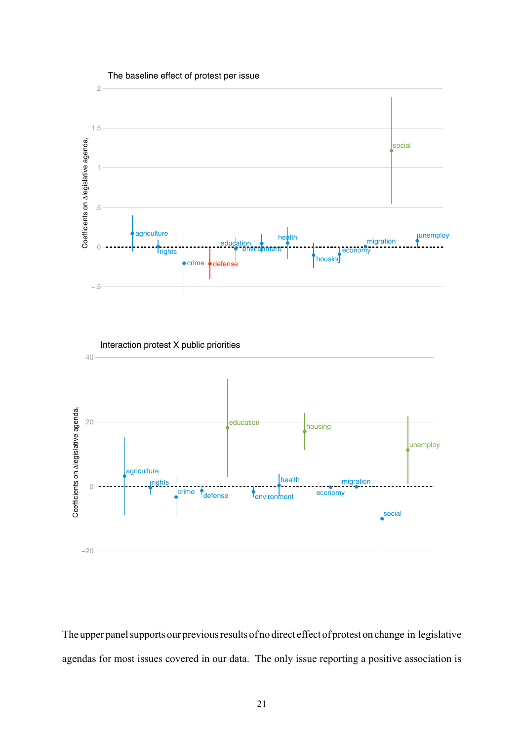The upper panel supports our previous results of no direct effect of protest on change in legislative agendas for most issues covered in our data. The only issue reporting a positive association is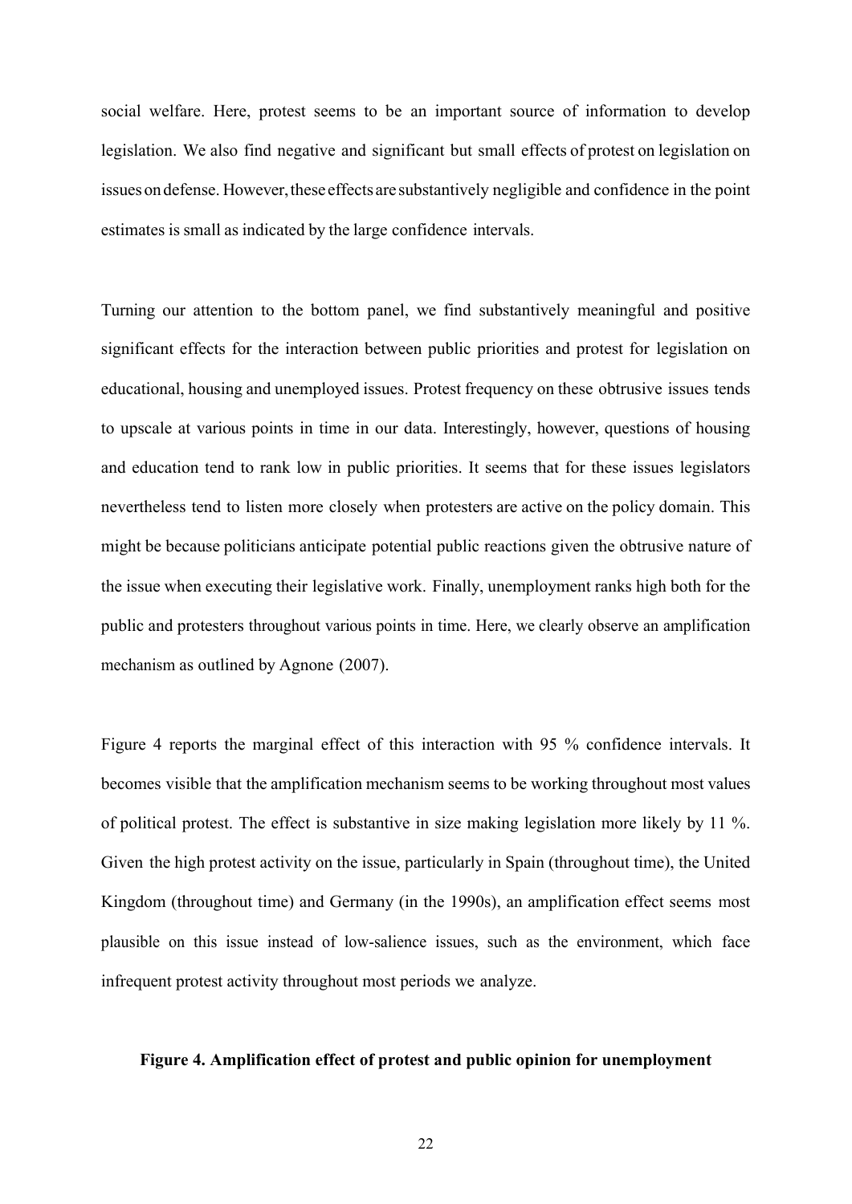social welfare. Here, protest seems to be an important source of information to develop legislation. We also find negative and significant but small effects of protest on legislation on issues on defense. However, these effects are substantively negligible and confidence in the point estimates is small as indicated by the large confidence intervals.

Turning our attention to the bottom panel, we find substantively meaningful and positive significant effects for the interaction between public priorities and protest for legislation on educational, housing and unemployed issues. Protest frequency on these obtrusive issues tends to upscale at various points in time in our data. Interestingly, however, questions of housing and education tend to rank low in public priorities. It seems that for these issues legislators nevertheless tend to listen more closely when protesters are active on the policy domain. This might be because politicians anticipate potential public reactions given the obtrusive nature of the issue when executing their legislative work. Finally, unemployment ranks high both for the public and protesters throughout various points in time. Here, we clearly observe an amplification mechanism as outlined by Agnone (2007).

Figure 4 reports the marginal effect of this interaction with 95 % confidence intervals. It becomes visible that the amplification mechanism seems to be working throughout most values of political protest. The effect is substantive in size making legislation more likely by 11 %. Given the high protest activity on the issue, particularly in Spain (throughout time), the United Kingdom (throughout time) and Germany (in the 1990s), an amplification effect seems most plausible on this issue instead of low-salience issues, such as the environment, which face infrequent protest activity throughout most periods we analyze.

**Figure 4. Amplification effect of protest and public opinion for unemployment**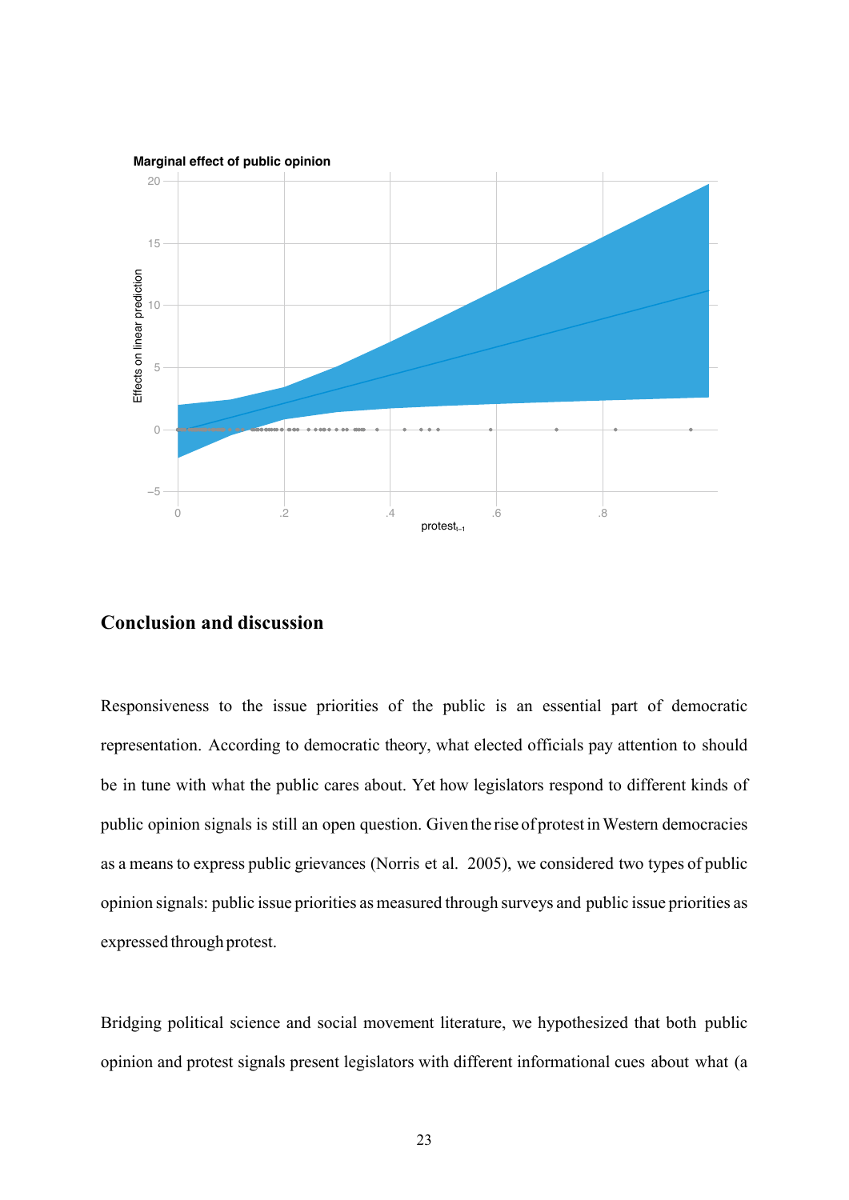## Conclusion and discussion

Responsiveness to the issue priorities of the public is an essential part of democratic representation. According to democratic theory, what elected officials pay attention to should be in tune with what the public cares about. Yet how legislators respond to different kinds of public opinion signals is still an open question. Given the rise of protest in Western democracies as a means to express public grievances (Norris et al. 2005), we considered two types of public opinion signals: public issue priorities as measured through surveys and public issue priorities as expressed through protest.

Bridging political science and social movement literature, we hypothesized that both public opinion and protest signals present legislators with different informational cues about what (a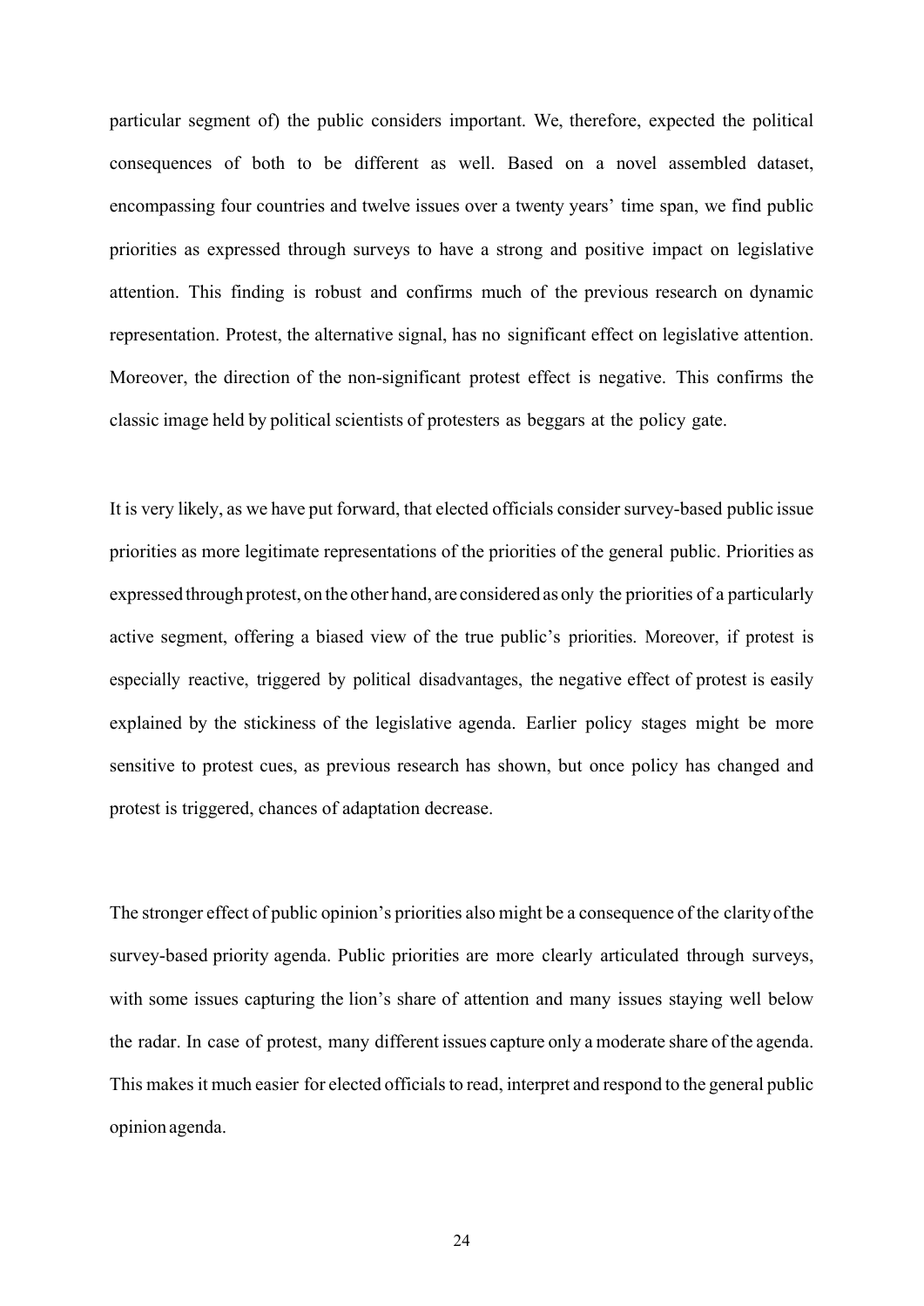particular segment of) the public considers important. We, therefore, expected the political consequences of both to be different as well. Based on a novel assembled dataset, encompassing four countries and twelve issues over a twenty years' time span, we find public priorities as expressed through surveys to have a strong and positive impact on legislative attention. This finding is robust and confirms much of the previous research on dynamic representation. Protest, the alternative signal, has no significant effect on legislative attention. Moreover, the direction of the non-significant protest effect is negative. This confirms the classic image held by political scientists of protesters as beggars at the policy gate.

It is very likely, as we have put forward, that elected officials consider survey-based public issue priorities as more legitimate representations of the priorities of the general public. Priorities as expressed through protest, on the other hand, are considered as only the priorities of a particularly active segment, offering a biased view of the true public's priorities. Moreover, if protest is especially reactive, triggered by political disadvantages, the negative effect of protest is easily explained by the stickiness of the legislative agenda. Earlier policy stages might be more sensitive to protest cues, as previous research has shown, but once policy has changed and protest is triggered, chances of adaptation decrease.

The stronger effect of public opinion's priorities also might be a consequence of the clarity of the survey-based priority agenda. Public priorities are more clearly articulated through surveys, with some issues capturing the lion's share of attention and many issues staying well below the radar. In case of protest, many different issues capture only a moderate share of the agenda. This makes it much easier for elected officials to read, interpret and respond to the general public opinion agenda.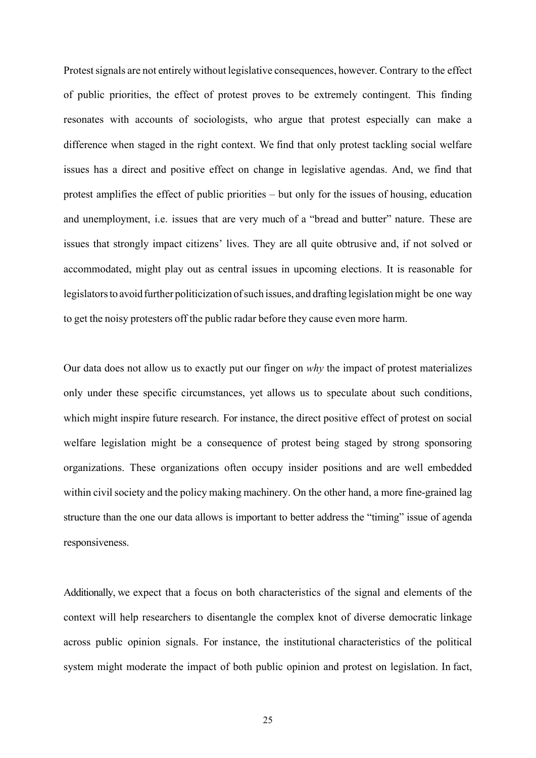Protest signals are not entirely without legislative consequences, however. Contrary to the effect of public priorities, the effect of protest proves to be extremely contingent. This finding resonates with accounts of sociologists, who argue that protest especially can make a difference when staged in the right context. We find that only protest tackling social welfare issues has a direct and positive effect on change in legislative agendas. And, we find that protest amplifies the effect of public priorities – but only for the issues of housing, education and unemployment, i.e. issues that are very much of a "bread and butter" nature. These are issues that strongly impact citizens' lives. They are all quite obtrusive and, if not solved or accommodated, might play out as central issues in upcoming elections. It is reasonable for legislators to avoid further politicization of such issues, and drafting legislation might be one way to get the noisy protesters off the public radar before they cause even more harm.

Our data does not allow us to exactly put our finger on *why* the impact of protest materializes only under these specific circumstances, yet allows us to speculate about such conditions, which might inspire future research. For instance, the direct positive effect of protest on social welfare legislation might be a consequence of protest being staged by strong sponsoring organizations. These organizations often occupy insider positions and are well embedded within civil society and the policy making machinery. On the other hand, a more fine-grained lag structure than the one our data allows is important to better address the "timing" issue of agenda responsiveness.

Additionally, we expect that a focus on both characteristics of the signal and elements of the context will help researchers to disentangle the complex knot of diverse democratic linkage across public opinion signals. For instance, the institutional characteristics of the political system might moderate the impact of both public opinion and protest on legislation. In fact,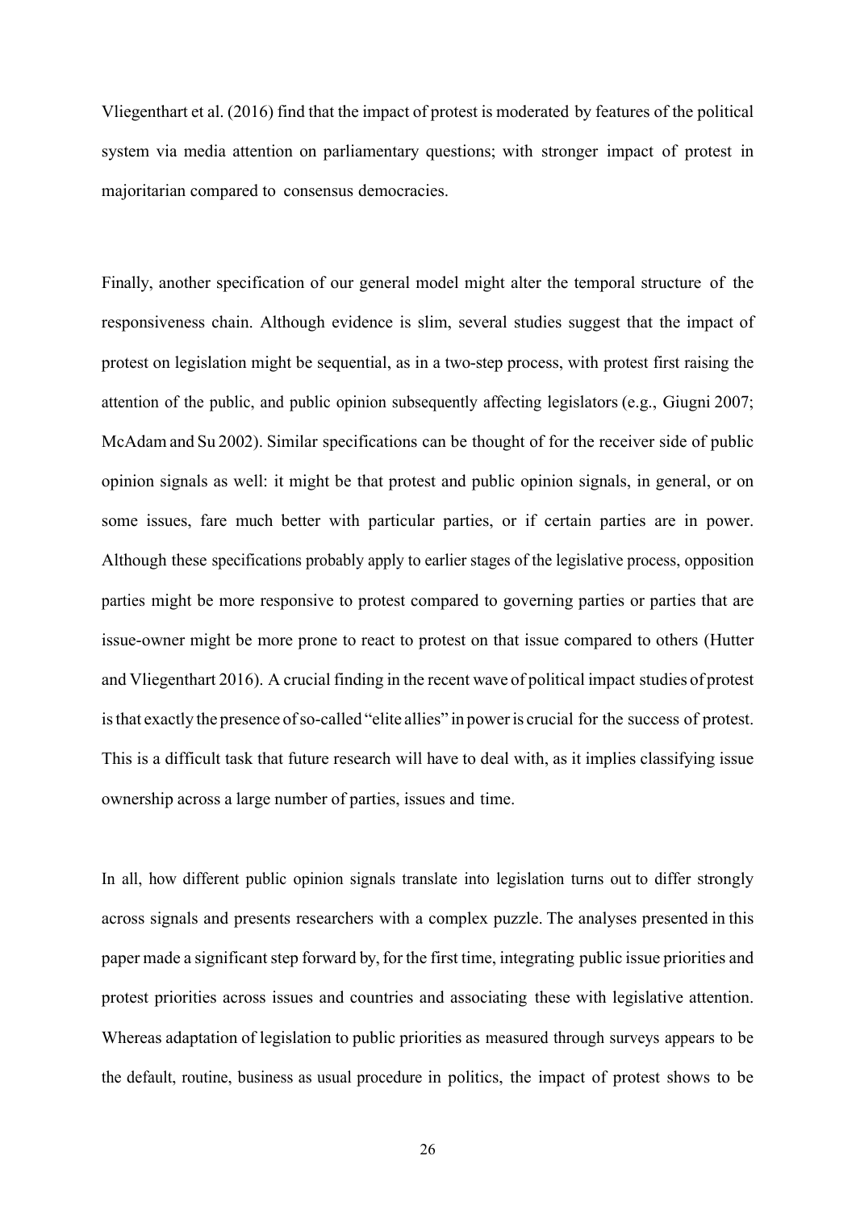Vliegenthart et al. (2016) find that the impact of protest is moderated by features of the political system via media attention on parliamentary questions; with stronger impact of protest in majoritarian compared to consensus democracies.

Finally, another specification of our general model might alter the temporal structure of the responsiveness chain. Although evidence is slim, several studies suggest that the impact of protest on legislation might be sequential, as in a two-step process, with protest first raising the attention of the public, and public opinion subsequently affecting legislators (e.g., Giugni 2007; McAdam and Su 2002). Similar specifications can be thought of for the receiver side of public opinion signals as well: it might be that protest and public opinion signals, in general, or on some issues, fare much better with particular parties, or if certain parties are in power. Although these specifications probably apply to earlier stages of the legislative process, opposition parties might be more responsive to protest compared to governing parties or parties that are issue-owner might be more prone to react to protest on that issue compared to others (Hutter and Vliegenthart 2016). A crucial finding in the recent wave of political impact studies of protest is that exactly the presence of so-called "elite allies" in power is crucial for the success of protest. This is a difficult task that future research will have to deal with, as it implies classifying issue ownership across a large number of parties, issues and time.

In all, how different public opinion signals translate into legislation turns out to differ strongly across signals and presents researchers with a complex puzzle. The analyses presented in this paper made a significant step forward by, for the first time, integrating public issue priorities and protest priorities across issues and countries and associating these with legislative attention. Whereas adaptation of legislation to public priorities as measured through surveys appears to be the default, routine, business as usual procedure in politics, the impact of protest shows to be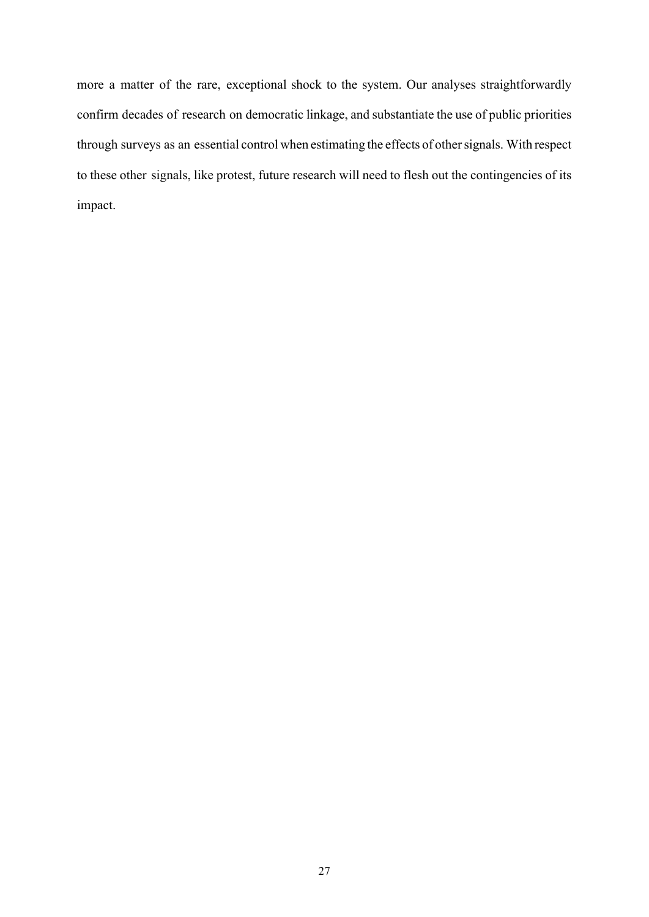more a matter of the rare, exceptional shock to the system. Our analyses straightforwardly confirm decades of research on democratic linkage, and substantiate the use of public priorities through surveys as an essential control when estimating the effects of other signals. With respect to these other signals, like protest, future research will need to flesh out the contingencies of its impact.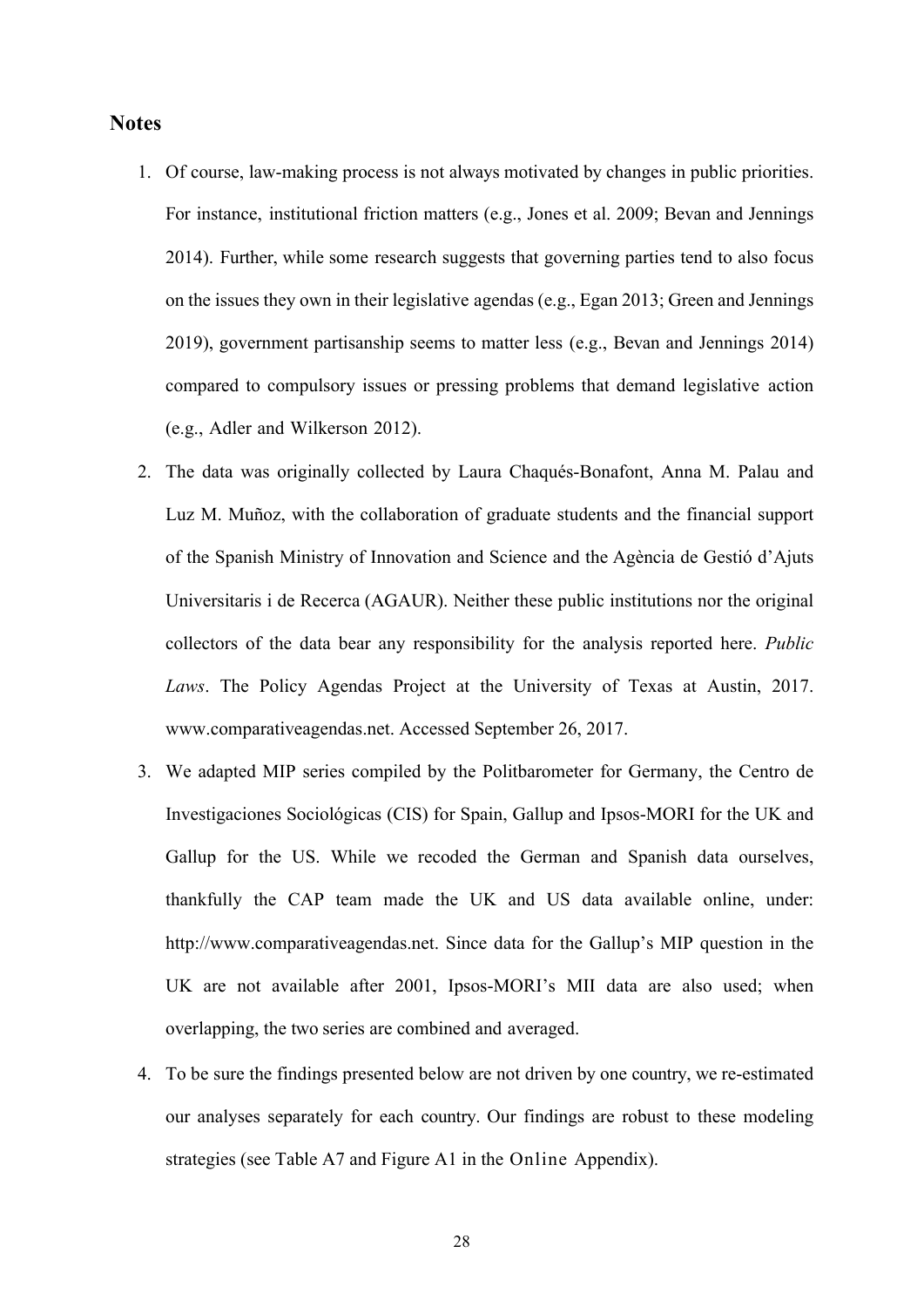## Notes

1. Of course, law-making process is not always motivated by changes in public priorities. For instance, institutional friction matters (e.g., Jones et al. 2009; Bevan and Jennings 2014). Further, while some research suggests that governing parties tend to also focus on the issues they own in their legislative agendas (e.g., Egan 2013; Green and Jennings 2019), government partisanship seems to matter less (e.g., Bevan and Jennings 2014) compared to compulsory issues or pressing problems that demand legislative action (e.g., Adler and Wilkerson 2012).
2. The data was originally collected by Laura Chaqués-Bonafont, Anna M. Palau and Luz M. Muñoz, with the collaboration of graduate students and the financial support of the Spanish Ministry of Innovation and Science and the Agència de Gestió d'Ajuts Universitaris i de Recerca (AGAUR). Neither these public institutions nor the original collectors of the data bear any responsibility for the analysis reported here. *Public Laws*. The Policy Agendas Project at the University of Texas at Austin, 2017. www.comparativeagendas.net. Accessed September 26, 2017.
3. We adapted MIP series compiled by the Politbarometer for Germany, the Centro de Investigaciones Sociológicas (CIS) for Spain, Gallup and Ipsos-MORI for the UK and Gallup for the US. While we recoded the German and Spanish data ourselves, thankfully the CAP team made the UK and US data available online, under: http://www.comparativeagendas.net. Since data for the Gallup's MIP question in the UK are not available after 2001, Ipsos-MORI's MII data are also used; when overlapping, the two series are combined and averaged.
4. To be sure the findings presented below are not driven by one country, we re-estimated our analyses separately for each country. Our findings are robust to these modeling strategies (see Table A7 and Figure A1 in the Online Appendix).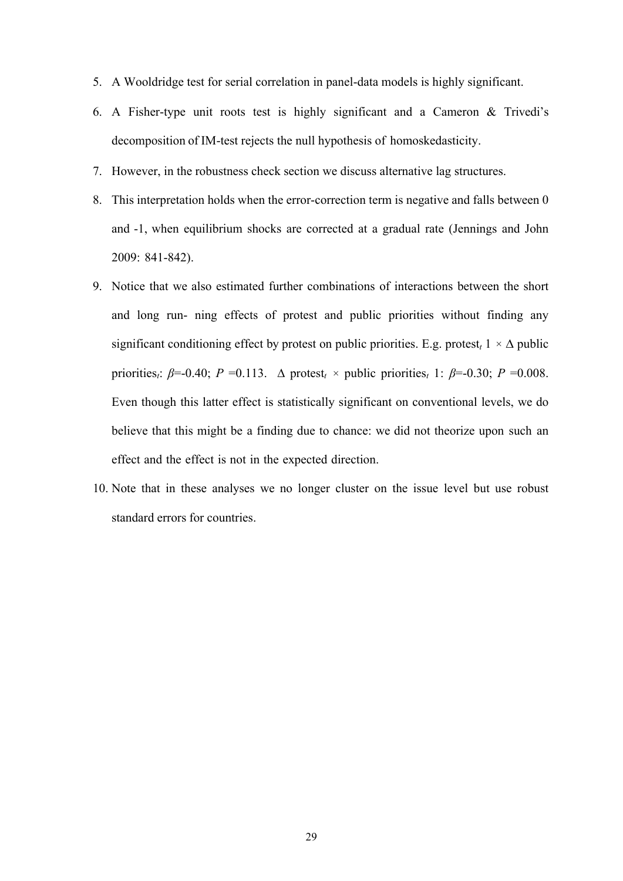5. A Wooldridge test for serial correlation in panel-data models is highly significant.
6. A Fisher-type unit roots test is highly significant and a Cameron & Trivedi's decomposition of IM-test rejects the null hypothesis of homoskedasticity.
7. However, in the robustness check section we discuss alternative lag structures.
8. This interpretation holds when the error-correction term is negative and falls between 0 and -1, when equilibrium shocks are corrected at a gradual rate (Jennings and John 2009: 841-842).
9. Notice that we also estimated further combinations of interactions between the short and long run- ning effects of protest and public priorities without finding any significant conditioning effect by protest on public priorities. E.g. protest$_t$ 1 × Δ public priorities$_t$: $\beta$=-0.40; $P$ =0.113. Δ protest$_t$ × public priorities$_t$ 1: $\beta$=-0.30; $P$ =0.008. Even though this latter effect is statistically significant on conventional levels, we do believe that this might be a finding due to chance: we did not theorize upon such an effect and the effect is not in the expected direction.
10. Note that in these analyses we no longer cluster on the issue level but use robust standard errors for countries.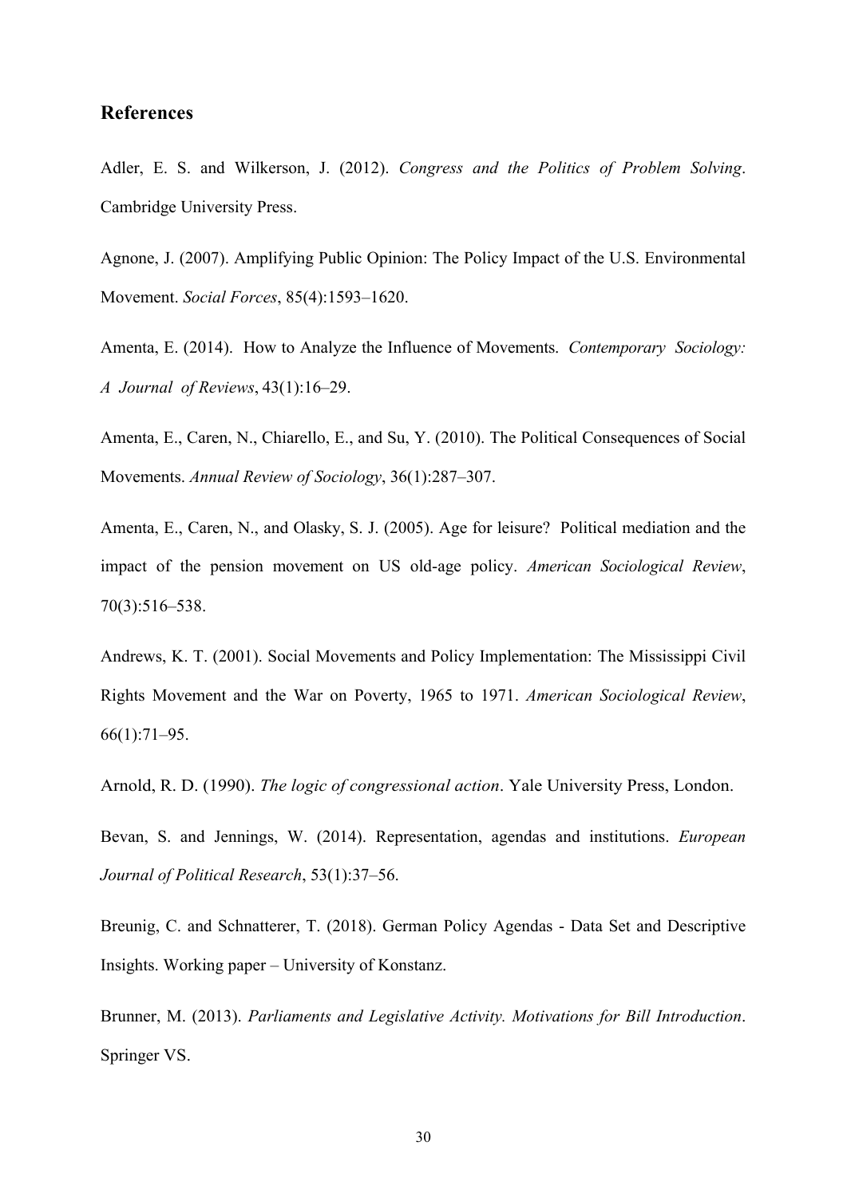## References

Adler, E. S. and Wilkerson, J. (2012). *Congress and the Politics of Problem Solving*. Cambridge University Press.

Agnone, J. (2007). Amplifying Public Opinion: The Policy Impact of the U.S. Environmental Movement. *Social Forces*, 85(4):1593–1620.

Amenta, E. (2014). How to Analyze the Influence of Movements. *Contemporary Sociology: A Journal of Reviews*, 43(1):16–29.

Amenta, E., Caren, N., Chiarello, E., and Su, Y. (2010). The Political Consequences of Social Movements. *Annual Review of Sociology*, 36(1):287–307.

Amenta, E., Caren, N., and Olasky, S. J. (2005). Age for leisure? Political mediation and the impact of the pension movement on US old-age policy. *American Sociological Review*, 70(3):516–538.

Andrews, K. T. (2001). Social Movements and Policy Implementation: The Mississippi Civil Rights Movement and the War on Poverty, 1965 to 1971. *American Sociological Review*, 66(1):71–95.

Arnold, R. D. (1990). *The logic of congressional action*. Yale University Press, London.

Bevan, S. and Jennings, W. (2014). Representation, agendas and institutions. *European Journal of Political Research*, 53(1):37–56.

Breunig, C. and Schnatterer, T. (2018). German Policy Agendas - Data Set and Descriptive Insights. Working paper – University of Konstanz.

Brunner, M. (2013). *Parliaments and Legislative Activity. Motivations for Bill Introduction*. Springer VS.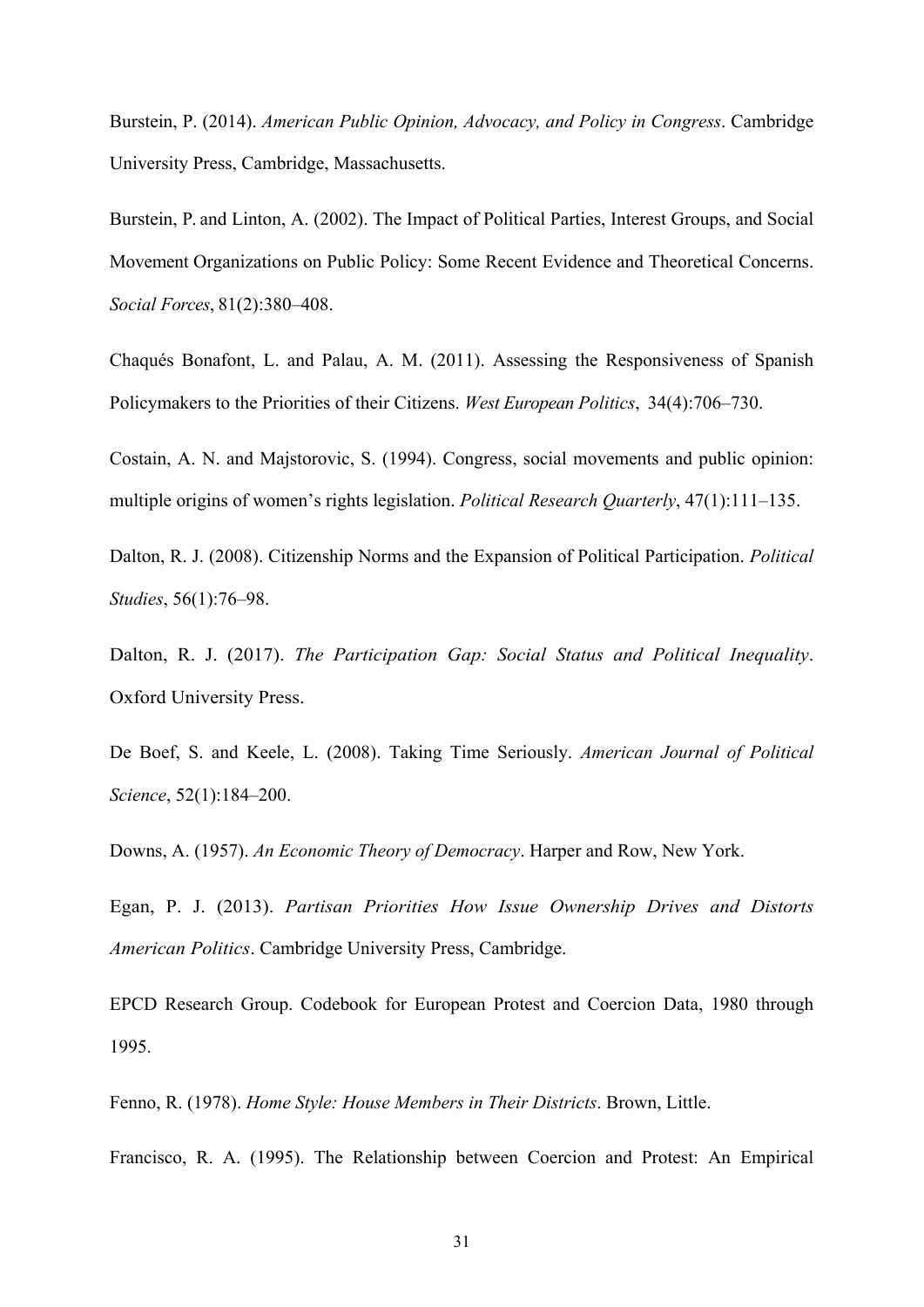Burstein, P. (2014). *American Public Opinion, Advocacy, and Policy in Congress*. Cambridge University Press, Cambridge, Massachusetts.

Burstein, P. and Linton, A. (2002). The Impact of Political Parties, Interest Groups, and Social Movement Organizations on Public Policy: Some Recent Evidence and Theoretical Concerns. *Social Forces*, 81(2):380–408.

Chaqués Bonafont, L. and Palau, A. M. (2011). Assessing the Responsiveness of Spanish Policymakers to the Priorities of their Citizens. *West European Politics*, 34(4):706–730.

Costain, A. N. and Majstorovic, S. (1994). Congress, social movements and public opinion: multiple origins of women's rights legislation. *Political Research Quarterly*, 47(1):111–135.

Dalton, R. J. (2008). Citizenship Norms and the Expansion of Political Participation. *Political Studies*, 56(1):76–98.

Dalton, R. J. (2017). *The Participation Gap: Social Status and Political Inequality*. Oxford University Press.

De Boef, S. and Keele, L. (2008). Taking Time Seriously. *American Journal of Political Science*, 52(1):184–200.

Downs, A. (1957). *An Economic Theory of Democracy*. Harper and Row, New York.

Egan, P. J. (2013). *Partisan Priorities How Issue Ownership Drives and Distorts American Politics*. Cambridge University Press, Cambridge.

EPCD Research Group. Codebook for European Protest and Coercion Data, 1980 through 1995.

Fenno, R. (1978). *Home Style: House Members in Their Districts*. Brown, Little.

Francisco, R. A. (1995). The Relationship between Coercion and Protest: An Empirical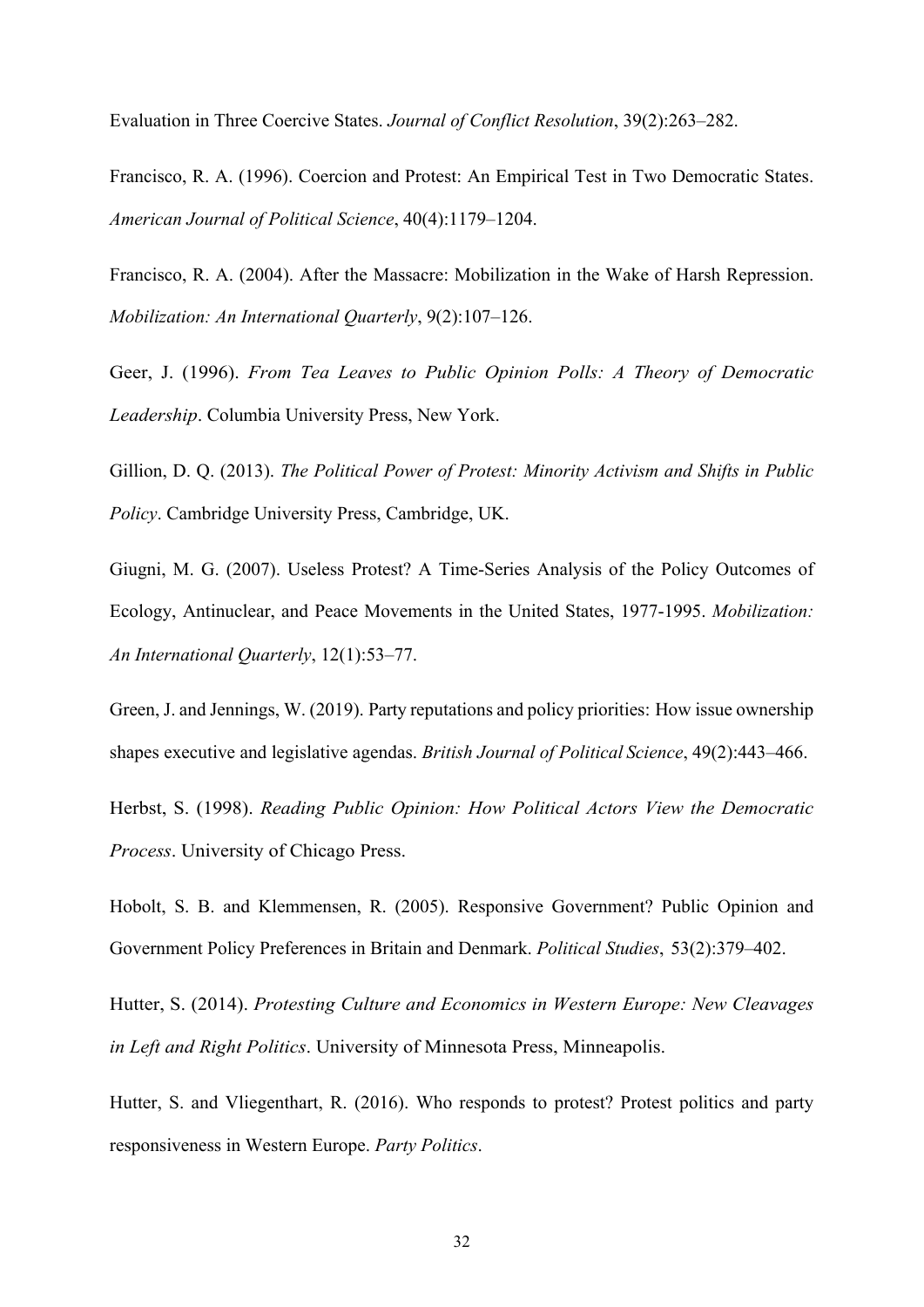Evaluation in Three Coercive States. *Journal of Conflict Resolution*, 39(2):263–282.

Francisco, R. A. (1996). Coercion and Protest: An Empirical Test in Two Democratic States. *American Journal of Political Science*, 40(4):1179–1204.

Francisco, R. A. (2004). After the Massacre: Mobilization in the Wake of Harsh Repression. *Mobilization: An International Quarterly*, 9(2):107–126.

Geer, J. (1996). *From Tea Leaves to Public Opinion Polls: A Theory of Democratic Leadership*. Columbia University Press, New York.

Gillion, D. Q. (2013). *The Political Power of Protest: Minority Activism and Shifts in Public Policy*. Cambridge University Press, Cambridge, UK.

Giugni, M. G. (2007). Useless Protest? A Time-Series Analysis of the Policy Outcomes of Ecology, Antinuclear, and Peace Movements in the United States, 1977-1995. *Mobilization: An International Quarterly*, 12(1):53–77.

Green, J. and Jennings, W. (2019). Party reputations and policy priorities: How issue ownership shapes executive and legislative agendas. *British Journal of Political Science*, 49(2):443–466.

Herbst, S. (1998). *Reading Public Opinion: How Political Actors View the Democratic Process*. University of Chicago Press.

Hobolt, S. B. and Klemmensen, R. (2005). Responsive Government? Public Opinion and Government Policy Preferences in Britain and Denmark. *Political Studies*, 53(2):379–402.

Hutter, S. (2014). *Protesting Culture and Economics in Western Europe: New Cleavages in Left and Right Politics*. University of Minnesota Press, Minneapolis.

Hutter, S. and Vliegenthart, R. (2016). Who responds to protest? Protest politics and party responsiveness in Western Europe. *Party Politics*.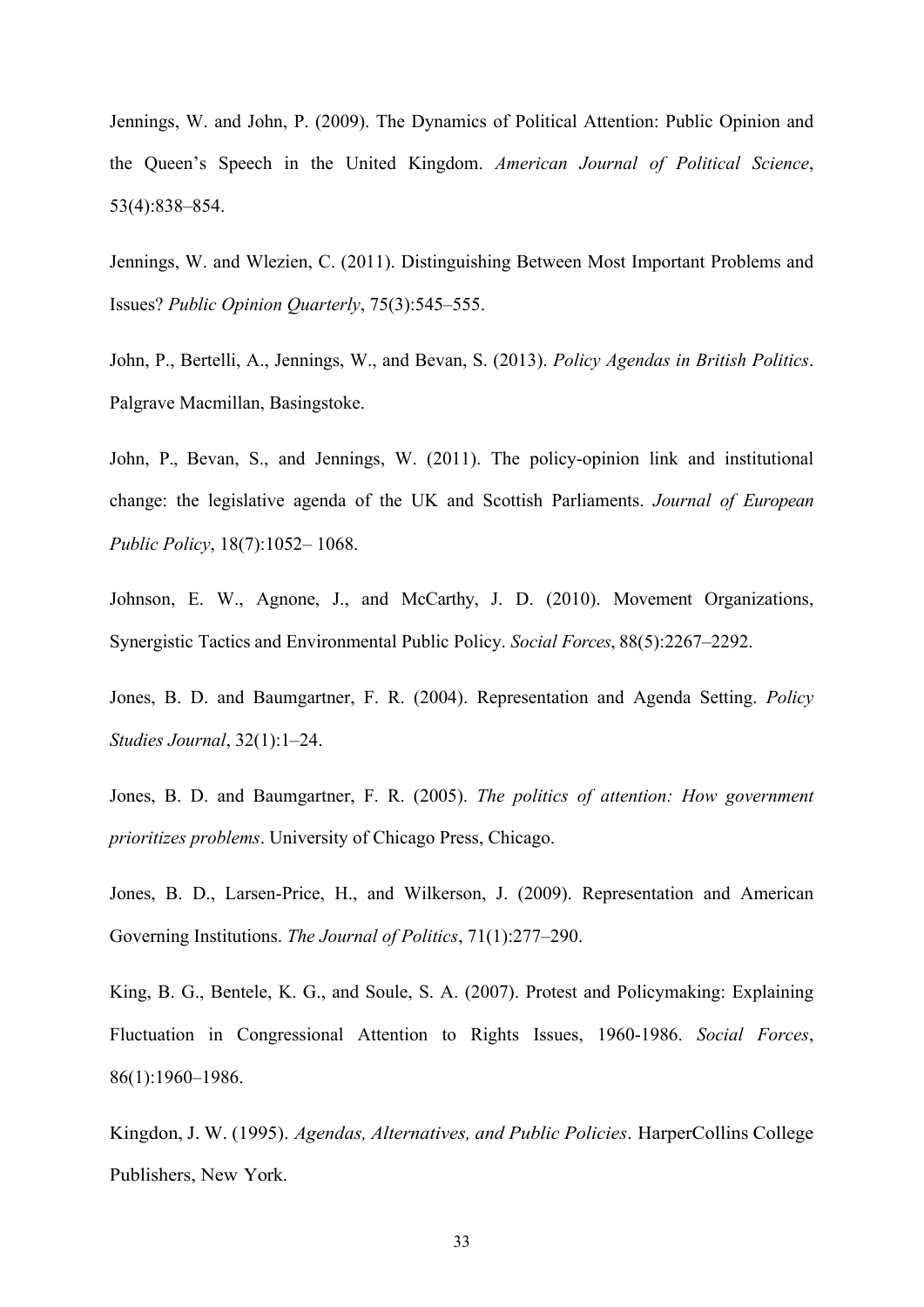Jennings, W. and John, P. (2009). The Dynamics of Political Attention: Public Opinion and the Queen's Speech in the United Kingdom. *American Journal of Political Science*, 53(4):838–854.

Jennings, W. and Wlezien, C. (2011). Distinguishing Between Most Important Problems and Issues? *Public Opinion Quarterly*, 75(3):545–555.

John, P., Bertelli, A., Jennings, W., and Bevan, S. (2013). *Policy Agendas in British Politics*. Palgrave Macmillan, Basingstoke.

John, P., Bevan, S., and Jennings, W. (2011). The policy-opinion link and institutional change: the legislative agenda of the UK and Scottish Parliaments. *Journal of European Public Policy*, 18(7):1052– 1068.

Johnson, E. W., Agnone, J., and McCarthy, J. D. (2010). Movement Organizations, Synergistic Tactics and Environmental Public Policy. *Social Forces*, 88(5):2267–2292.

Jones, B. D. and Baumgartner, F. R. (2004). Representation and Agenda Setting. *Policy Studies Journal*, 32(1):1–24.

Jones, B. D. and Baumgartner, F. R. (2005). *The politics of attention: How government prioritizes problems*. University of Chicago Press, Chicago.

Jones, B. D., Larsen-Price, H., and Wilkerson, J. (2009). Representation and American Governing Institutions. *The Journal of Politics*, 71(1):277–290.

King, B. G., Bentele, K. G., and Soule, S. A. (2007). Protest and Policymaking: Explaining Fluctuation in Congressional Attention to Rights Issues, 1960-1986. *Social Forces*, 86(1):1960–1986.

Kingdon, J. W. (1995). *Agendas, Alternatives, and Public Policies*. HarperCollins College Publishers, New York.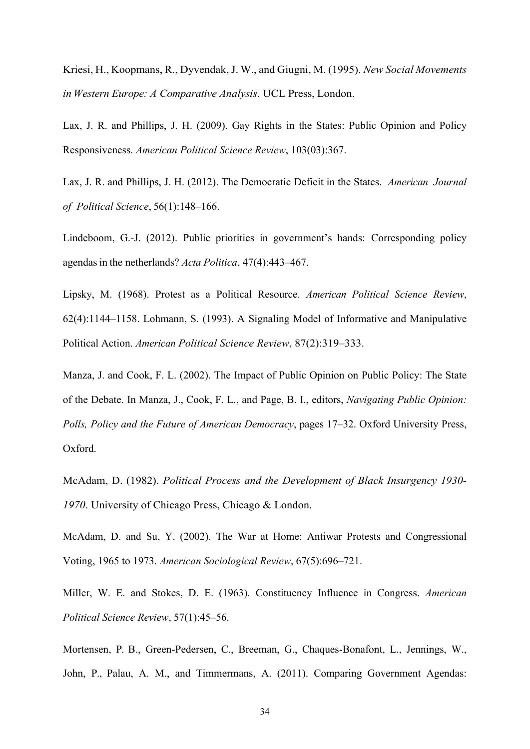Kriesi, H., Koopmans, R., Dyvendak, J. W., and Giugni, M. (1995). *New Social Movements in Western Europe: A Comparative Analysis*. UCL Press, London.

Lax, J. R. and Phillips, J. H. (2009). Gay Rights in the States: Public Opinion and Policy Responsiveness. *American Political Science Review*, 103(03):367.

Lax, J. R. and Phillips, J. H. (2012). The Democratic Deficit in the States. *American Journal of Political Science*, 56(1):148–166.

Lindeboom, G.-J. (2012). Public priorities in government's hands: Corresponding policy agendas in the netherlands? *Acta Politica*, 47(4):443–467.

Lipsky, M. (1968). Protest as a Political Resource. *American Political Science Review*, 62(4):1144–1158. Lohmann, S. (1993). A Signaling Model of Informative and Manipulative Political Action. *American Political Science Review*, 87(2):319–333.

Manza, J. and Cook, F. L. (2002). The Impact of Public Opinion on Public Policy: The State of the Debate. In Manza, J., Cook, F. L., and Page, B. I., editors, *Navigating Public Opinion: Polls, Policy and the Future of American Democracy*, pages 17–32. Oxford University Press, Oxford.

McAdam, D. (1982). *Political Process and the Development of Black Insurgency 1930-1970*. University of Chicago Press, Chicago & London.

McAdam, D. and Su, Y. (2002). The War at Home: Antiwar Protests and Congressional Voting, 1965 to 1973. *American Sociological Review*, 67(5):696–721.

Miller, W. E. and Stokes, D. E. (1963). Constituency Influence in Congress. *American Political Science Review*, 57(1):45–56.

Mortensen, P. B., Green-Pedersen, C., Breeman, G., Chaques-Bonafont, L., Jennings, W., John, P., Palau, A. M., and Timmermans, A. (2011). Comparing Government Agendas: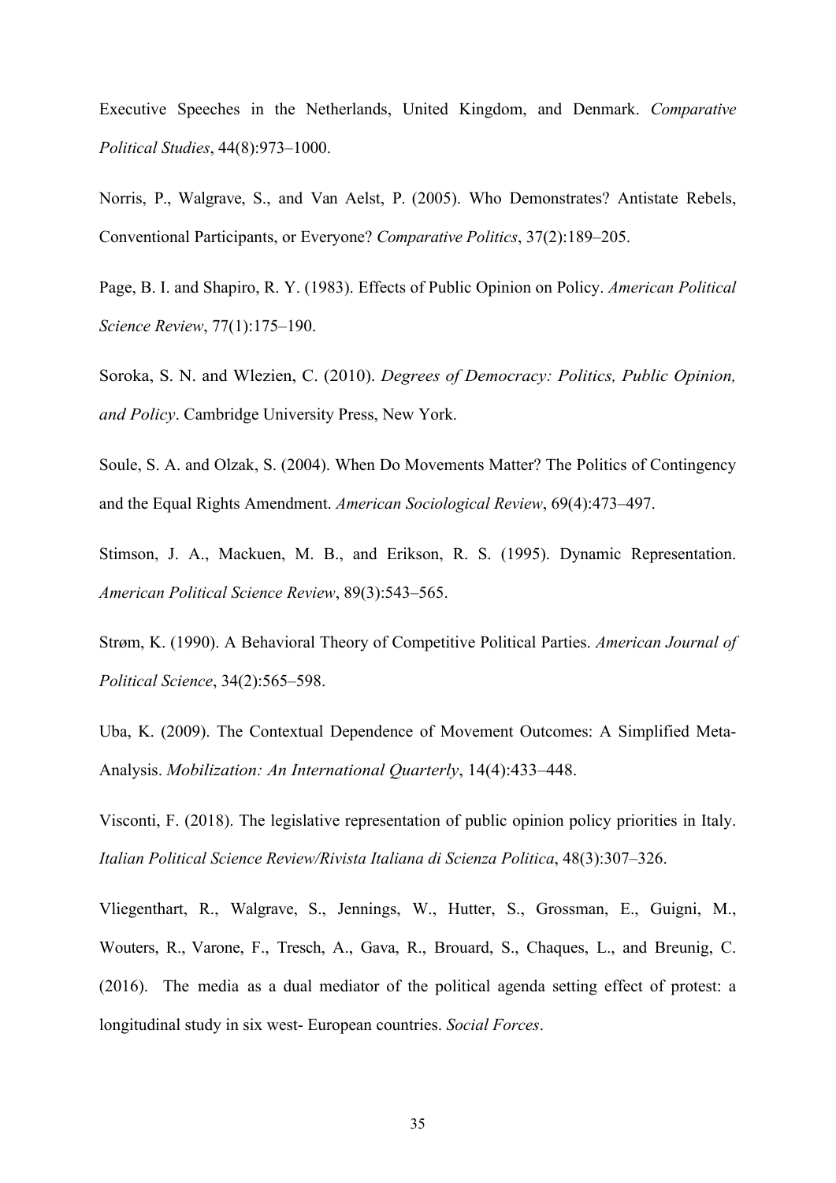Executive Speeches in the Netherlands, United Kingdom, and Denmark. *Comparative Political Studies*, 44(8):973–1000.

Norris, P., Walgrave, S., and Van Aelst, P. (2005). Who Demonstrates? Antistate Rebels, Conventional Participants, or Everyone? *Comparative Politics*, 37(2):189–205.

Page, B. I. and Shapiro, R. Y. (1983). Effects of Public Opinion on Policy. *American Political Science Review*, 77(1):175–190.

Soroka, S. N. and Wlezien, C. (2010). *Degrees of Democracy: Politics, Public Opinion, and Policy*. Cambridge University Press, New York.

Soule, S. A. and Olzak, S. (2004). When Do Movements Matter? The Politics of Contingency and the Equal Rights Amendment. *American Sociological Review*, 69(4):473–497.

Stimson, J. A., Mackuen, M. B., and Erikson, R. S. (1995). Dynamic Representation. *American Political Science Review*, 89(3):543–565.

Strøm, K. (1990). A Behavioral Theory of Competitive Political Parties. *American Journal of Political Science*, 34(2):565–598.

Uba, K. (2009). The Contextual Dependence of Movement Outcomes: A Simplified Meta-Analysis. *Mobilization: An International Quarterly*, 14(4):433–448.

Visconti, F. (2018). The legislative representation of public opinion policy priorities in Italy. *Italian Political Science Review/Rivista Italiana di Scienza Politica*, 48(3):307–326.

Vliegenthart, R., Walgrave, S., Jennings, W., Hutter, S., Grossman, E., Guigni, M., Wouters, R., Varone, F., Tresch, A., Gava, R., Brouard, S., Chaques, L., and Breunig, C. (2016). The media as a dual mediator of the political agenda setting effect of protest: a longitudinal study in six west- European countries. *Social Forces*.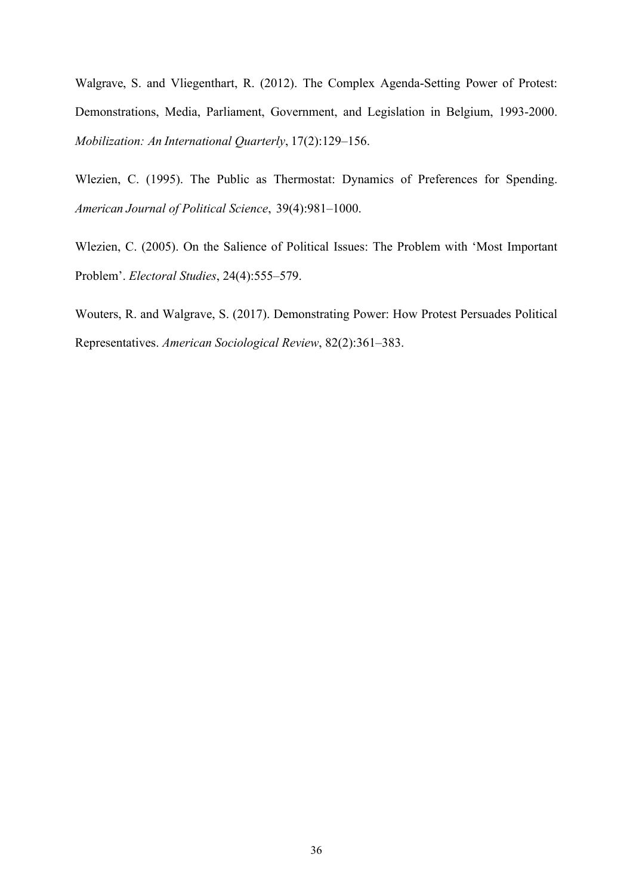Walgrave, S. and Vliegenthart, R. (2012). The Complex Agenda-Setting Power of Protest: Demonstrations, Media, Parliament, Government, and Legislation in Belgium, 1993-2000. *Mobilization: An International Quarterly*, 17(2):129–156.

Wlezien, C. (1995). The Public as Thermostat: Dynamics of Preferences for Spending. *American Journal of Political Science*, 39(4):981–1000.

Wlezien, C. (2005). On the Salience of Political Issues: The Problem with 'Most Important Problem'. *Electoral Studies*, 24(4):555–579.

Wouters, R. and Walgrave, S. (2017). Demonstrating Power: How Protest Persuades Political Representatives. *American Sociological Review*, 82(2):361–383.